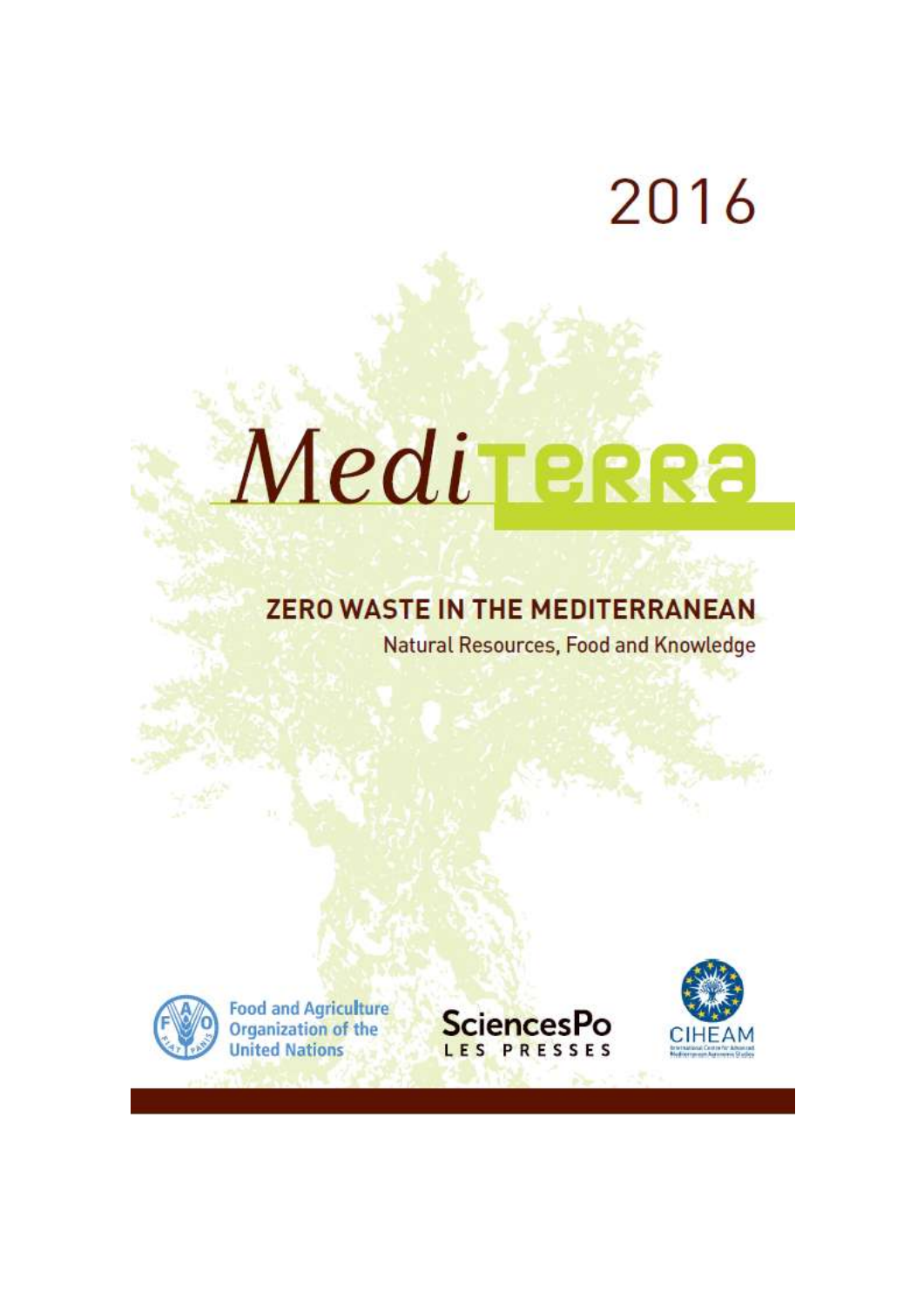2016

# MediTERRA

## ZERO WASTE IN THE MEDITERRANEAN

Natural Resources, Food and Knowledge

Food and Agriculture Organization of the United Nations

SciencesPo LES PRESSES

CIHEAM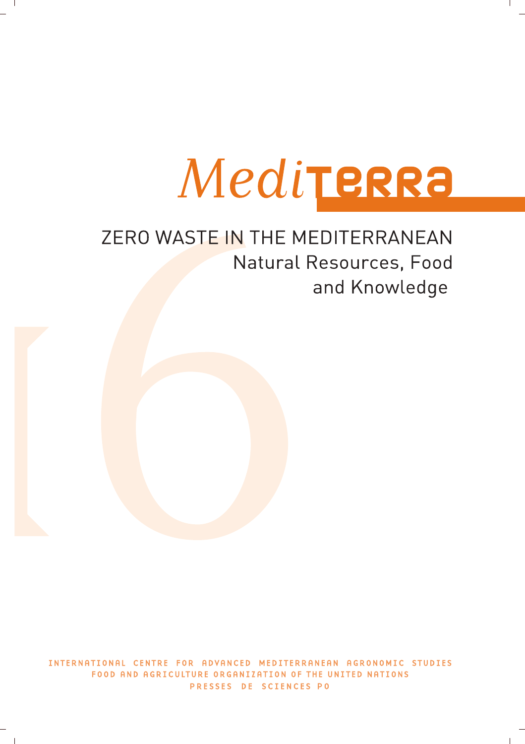# MediTERRA

## ZERO WASTE IN THE MEDITERRANEAN

Natural Resources, Food and Knowledge

INTERNATIONAL CENTRE FOR ADVANCED MEDITERRANEAN AGRONOMIC STUDIES

FOOD AND AGRICULTURE ORGANIZATION OF THE UNITED NATIONS

PRESSES DE SCIENCES PO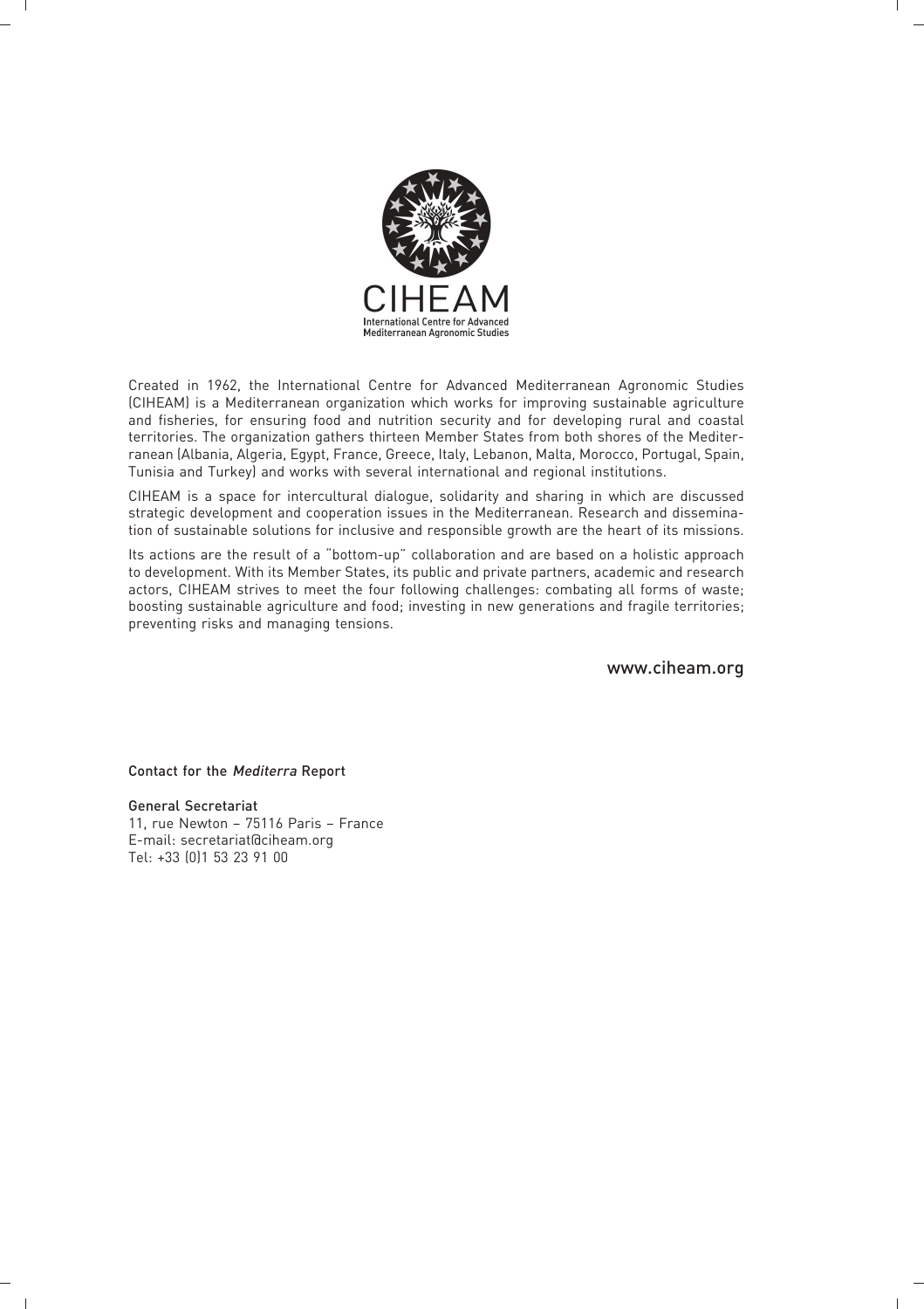CIHEAM

International Centre for Advanced Mediterranean Agronomic Studies

Created in 1962, the International Centre for Advanced Mediterranean Agronomic Studies (CIHEAM) is a Mediterranean organization which works for improving sustainable agriculture and fisheries, for ensuring food and nutrition security and for developing rural and coastal territories. The organization gathers thirteen Member States from both shores of the Mediterranean (Albania, Algeria, Egypt, France, Greece, Italy, Lebanon, Malta, Morocco, Portugal, Spain, Tunisia and Turkey) and works with several international and regional institutions.

CIHEAM is a space for intercultural dialogue, solidarity and sharing in which are discussed strategic development and cooperation issues in the Mediterranean. Research and dissemination of sustainable solutions for inclusive and responsible growth are the heart of its missions.

Its actions are the result of a "bottom-up" collaboration and are based on a holistic approach to development. With its Member States, its public and private partners, academic and research actors, CIHEAM strives to meet the four following challenges: combating all forms of waste; boosting sustainable agriculture and food; investing in new generations and fragile territories; preventing risks and managing tensions.

www.ciheam.org

Contact for the *Mediterra* Report

General Secretariat
11, rue Newton – 75116 Paris – France
E-mail: secretariat@ciheam.org
Tel: +33 (0)1 53 23 91 00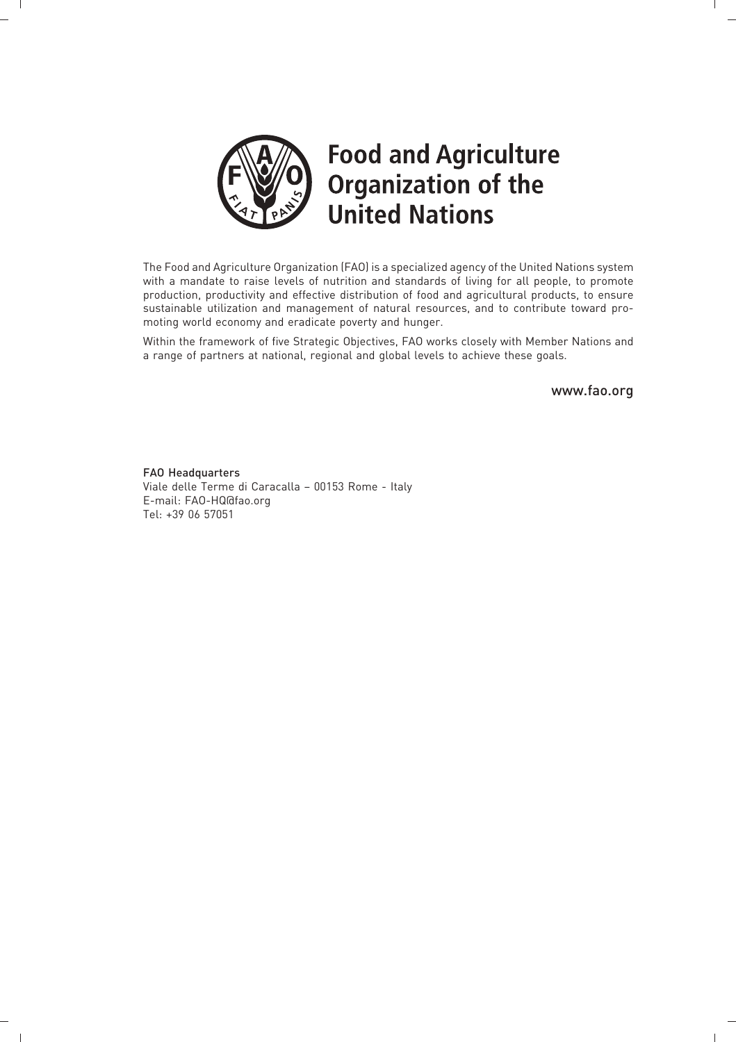# Food and Agriculture Organization of the United Nations

The Food and Agriculture Organization (FAO) is a specialized agency of the United Nations system with a mandate to raise levels of nutrition and standards of living for all people, to promote production, productivity and effective distribution of food and agricultural products, to ensure sustainable utilization and management of natural resources, and to contribute toward promoting world economy and eradicate poverty and hunger.

Within the framework of five Strategic Objectives, FAO works closely with Member Nations and a range of partners at national, regional and global levels to achieve these goals.

www.fao.org

FAO Headquarters
Viale delle Terme di Caracalla – 00153 Rome - Italy
E-mail: FAO-HQ@fao.org
Tel: +39 06 57051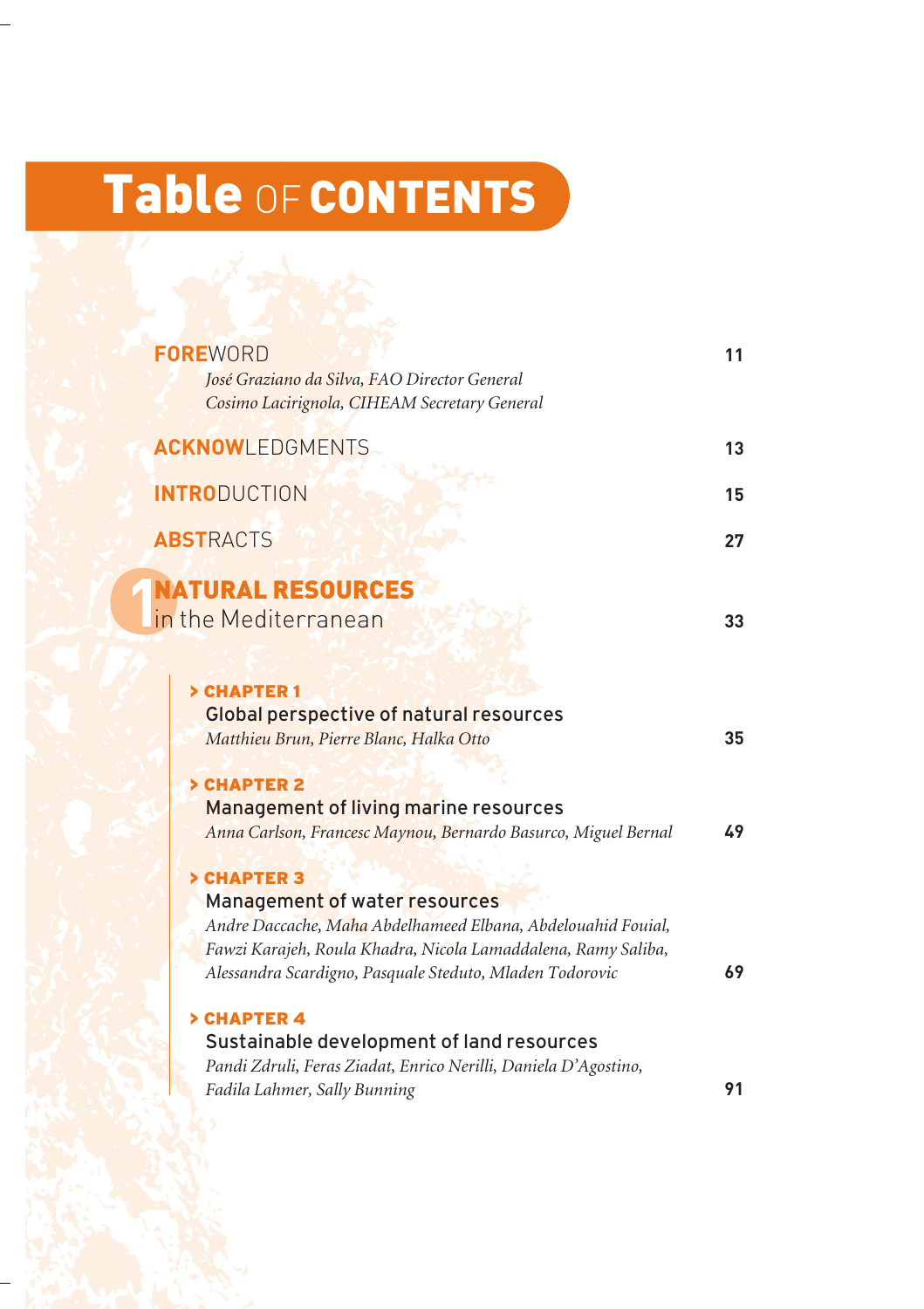# Table OF CONTENTS

**FOREWORD** — 11
*José Graziano da Silva, FAO Director General*
*Cosimo Lacirignola, CIHEAM Secretary General*

**ACKNOWLEDGMENTS** — 13

**INTRODUCTION** — 15

**ABSTRACTS** — 27

## 1 NATURAL RESOURCES in the Mediterranean — 33

> **CHAPTER 1**
> Global perspective of natural resources
> *Matthieu Brun, Pierre Blanc, Halka Otto* — 35

> **CHAPTER 2**
> Management of living marine resources
> *Anna Carlson, Francesc Maynou, Bernardo Basurco, Miguel Bernal* — 49

> **CHAPTER 3**
> Management of water resources
> *Andre Daccache, Maha Abdelhameed Elbana, Abdelouahid Fouial, Fawzi Karajeh, Roula Khadra, Nicola Lamaddalena, Ramy Saliba, Alessandra Scardigno, Pasquale Steduto, Mladen Todorovic* — 69

> **CHAPTER 4**
> Sustainable development of land resources
> *Pandi Zdruli, Feras Ziadat, Enrico Nerilli, Daniela D'Agostino, Fadila Lahmer, Sally Bunning* — 91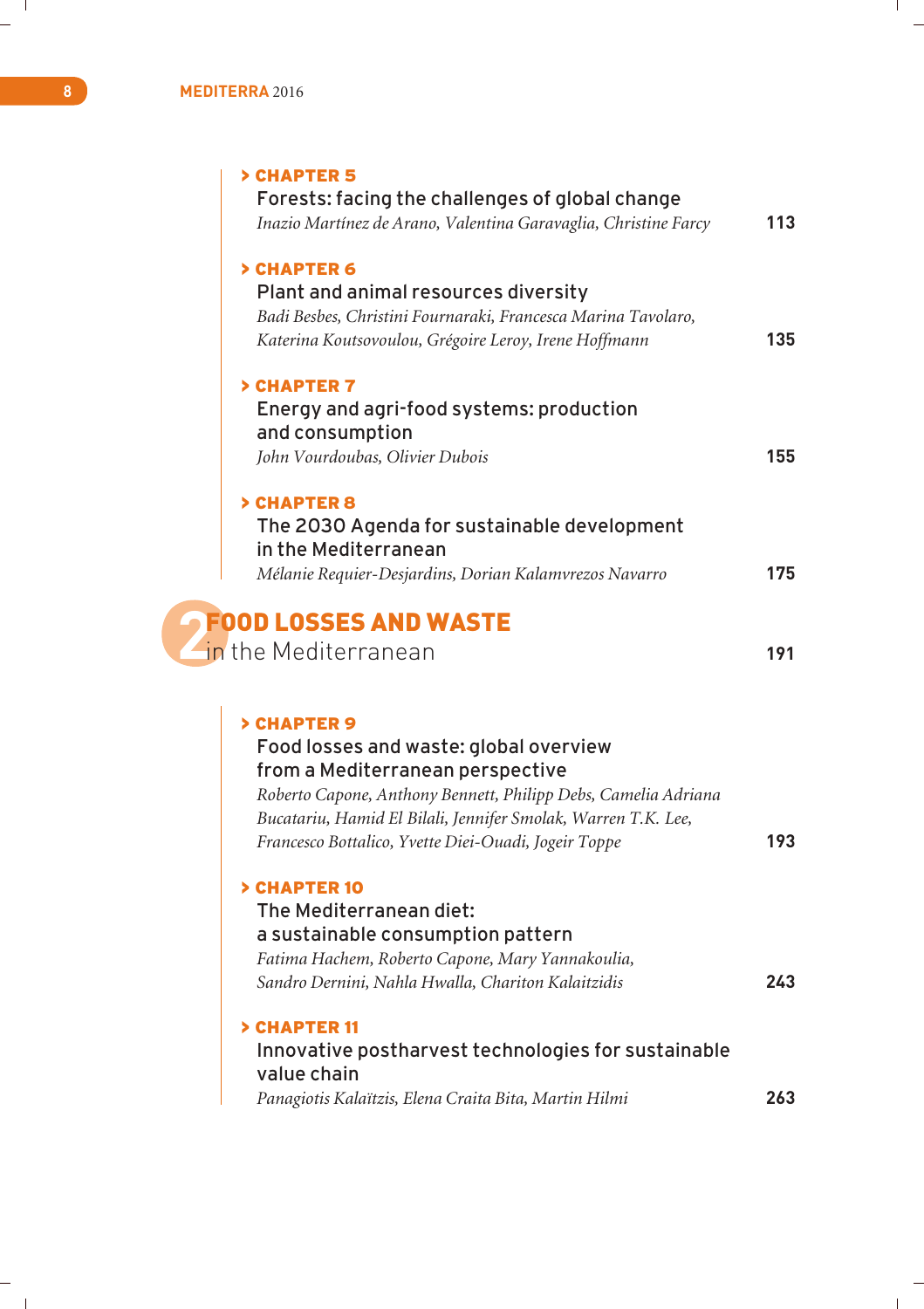**> CHAPTER 5**
Forests: facing the challenges of global change
*Inazio Martínez de Arano, Valentina Garavaglia, Christine Farcy* — 113

**> CHAPTER 6**
Plant and animal resources diversity
*Badi Besbes, Christini Fournaraki, Francesca Marina Tavolaro, Katerina Koutsovoulou, Grégoire Leroy, Irene Hoffmann* — 135

**> CHAPTER 7**
Energy and agri-food systems: production and consumption
*John Vourdoubas, Olivier Dubois* — 155

**> CHAPTER 8**
The 2030 Agenda for sustainable development in the Mediterranean
*Mélanie Requier-Desjardins, Dorian Kalamvrezos Navarro* — 175

## 2 FOOD LOSSES AND WASTE in the Mediterranean — 191

**> CHAPTER 9**
Food losses and waste: global overview from a Mediterranean perspective
*Roberto Capone, Anthony Bennett, Philipp Debs, Camelia Adriana Bucatariu, Hamid El Bilali, Jennifer Smolak, Warren T.K. Lee, Francesco Bottalico, Yvette Diei-Ouadi, Jogeir Toppe* — 193

**> CHAPTER 10**
The Mediterranean diet: a sustainable consumption pattern
*Fatima Hachem, Roberto Capone, Mary Yannakoulia, Sandro Dernini, Nahla Hwalla, Chariton Kalaitzidis* — 243

**> CHAPTER 11**
Innovative postharvest technologies for sustainable value chain
*Panagiotis Kalaïtzis, Elena Craita Bita, Martin Hilmi* — 263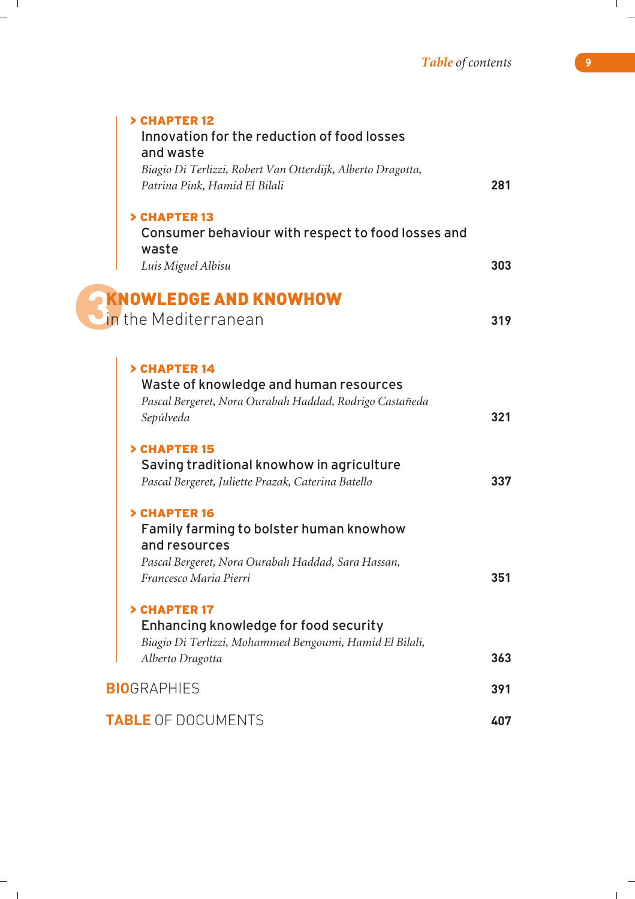> **CHAPTER 12**
> Innovation for the reduction of food losses and waste
> *Biagio Di Terlizzi, Robert Van Otterdijk, Alberto Dragotta, Patrina Pink, Hamid El Bilali* — 281

> **CHAPTER 13**
> Consumer behaviour with respect to food losses and waste
> *Luis Miguel Albisu* — 303

## 3 KNOWLEDGE AND KNOWHOW in the Mediterranean — 319

> **CHAPTER 14**
> Waste of knowledge and human resources
> *Pascal Bergeret, Nora Ourabah Haddad, Rodrigo Castañeda Sepúlveda* — 321

> **CHAPTER 15**
> Saving traditional knowhow in agriculture
> *Pascal Bergeret, Juliette Prazak, Caterina Batello* — 337

> **CHAPTER 16**
> Family farming to bolster human knowhow and resources
> *Pascal Bergeret, Nora Ourabah Haddad, Sara Hassan, Francesco Maria Pierri* — 351

> **CHAPTER 17**
> Enhancing knowledge for food security
> *Biagio Di Terlizzi, Mohammed Bengoumi, Hamid El Bilali, Alberto Dragotta* — 363

## BIOGRAPHIES — 391

## TABLE OF DOCUMENTS — 407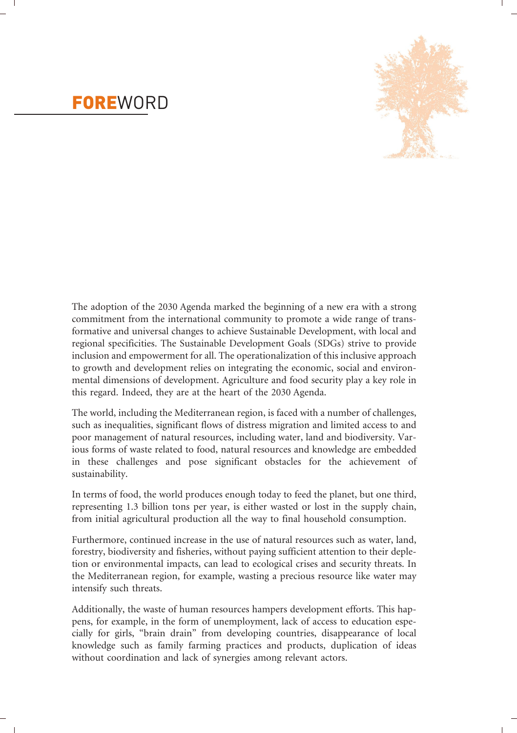# FOREWORD

The adoption of the 2030 Agenda marked the beginning of a new era with a strong commitment from the international community to promote a wide range of transformative and universal changes to achieve Sustainable Development, with local and regional specificities. The Sustainable Development Goals (SDGs) strive to provide inclusion and empowerment for all. The operationalization of this inclusive approach to growth and development relies on integrating the economic, social and environmental dimensions of development. Agriculture and food security play a key role in this regard. Indeed, they are at the heart of the 2030 Agenda.

The world, including the Mediterranean region, is faced with a number of challenges, such as inequalities, significant flows of distress migration and limited access to and poor management of natural resources, including water, land and biodiversity. Various forms of waste related to food, natural resources and knowledge are embedded in these challenges and pose significant obstacles for the achievement of sustainability.

In terms of food, the world produces enough today to feed the planet, but one third, representing 1.3 billion tons per year, is either wasted or lost in the supply chain, from initial agricultural production all the way to final household consumption.

Furthermore, continued increase in the use of natural resources such as water, land, forestry, biodiversity and fisheries, without paying sufficient attention to their depletion or environmental impacts, can lead to ecological crises and security threats. In the Mediterranean region, for example, wasting a precious resource like water may intensify such threats.

Additionally, the waste of human resources hampers development efforts. This happens, for example, in the form of unemployment, lack of access to education especially for girls, "brain drain" from developing countries, disappearance of local knowledge such as family farming practices and products, duplication of ideas without coordination and lack of synergies among relevant actors.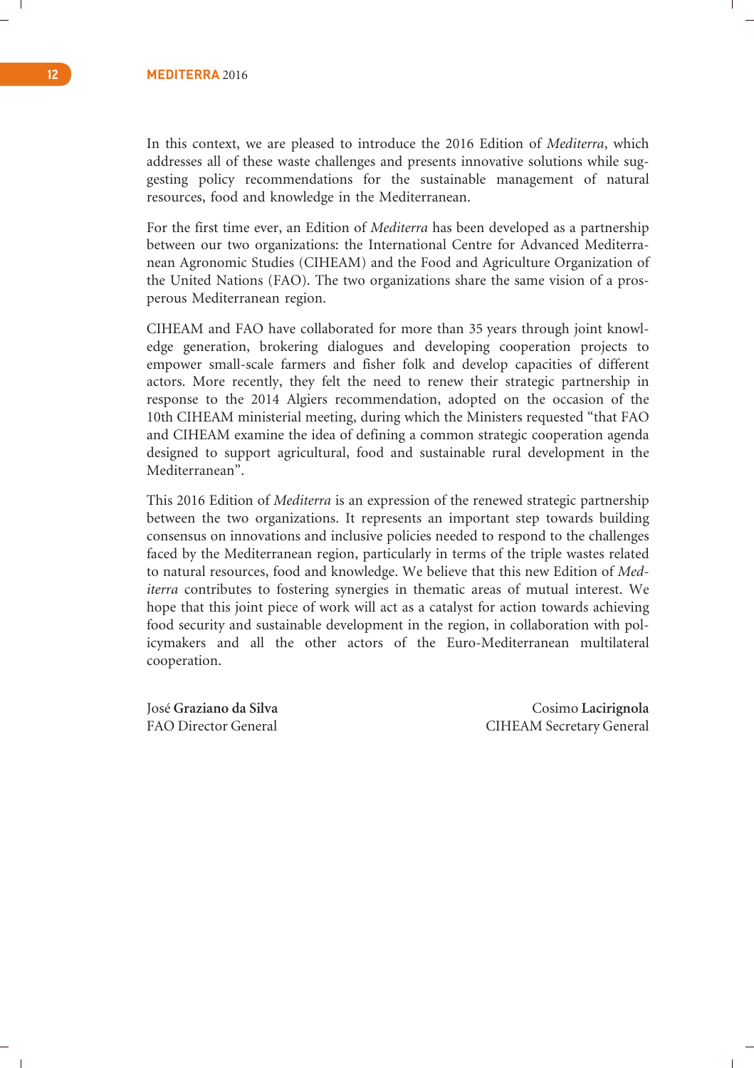In this context, we are pleased to introduce the 2016 Edition of *Mediterra*, which addresses all of these waste challenges and presents innovative solutions while suggesting policy recommendations for the sustainable management of natural resources, food and knowledge in the Mediterranean.

For the first time ever, an Edition of *Mediterra* has been developed as a partnership between our two organizations: the International Centre for Advanced Mediterranean Agronomic Studies (CIHEAM) and the Food and Agriculture Organization of the United Nations (FAO). The two organizations share the same vision of a prosperous Mediterranean region.

CIHEAM and FAO have collaborated for more than 35 years through joint knowledge generation, brokering dialogues and developing cooperation projects to empower small-scale farmers and fisher folk and develop capacities of different actors. More recently, they felt the need to renew their strategic partnership in response to the 2014 Algiers recommendation, adopted on the occasion of the 10th CIHEAM ministerial meeting, during which the Ministers requested "that FAO and CIHEAM examine the idea of defining a common strategic cooperation agenda designed to support agricultural, food and sustainable rural development in the Mediterranean".

This 2016 Edition of *Mediterra* is an expression of the renewed strategic partnership between the two organizations. It represents an important step towards building consensus on innovations and inclusive policies needed to respond to the challenges faced by the Mediterranean region, particularly in terms of the triple wastes related to natural resources, food and knowledge. We believe that this new Edition of *Mediterra* contributes to fostering synergies in thematic areas of mutual interest. We hope that this joint piece of work will act as a catalyst for action towards achieving food security and sustainable development in the region, in collaboration with policymakers and all the other actors of the Euro-Mediterranean multilateral cooperation.

José **Graziano da Silva**
FAO Director General

Cosimo **Lacirignola**
CIHEAM Secretary General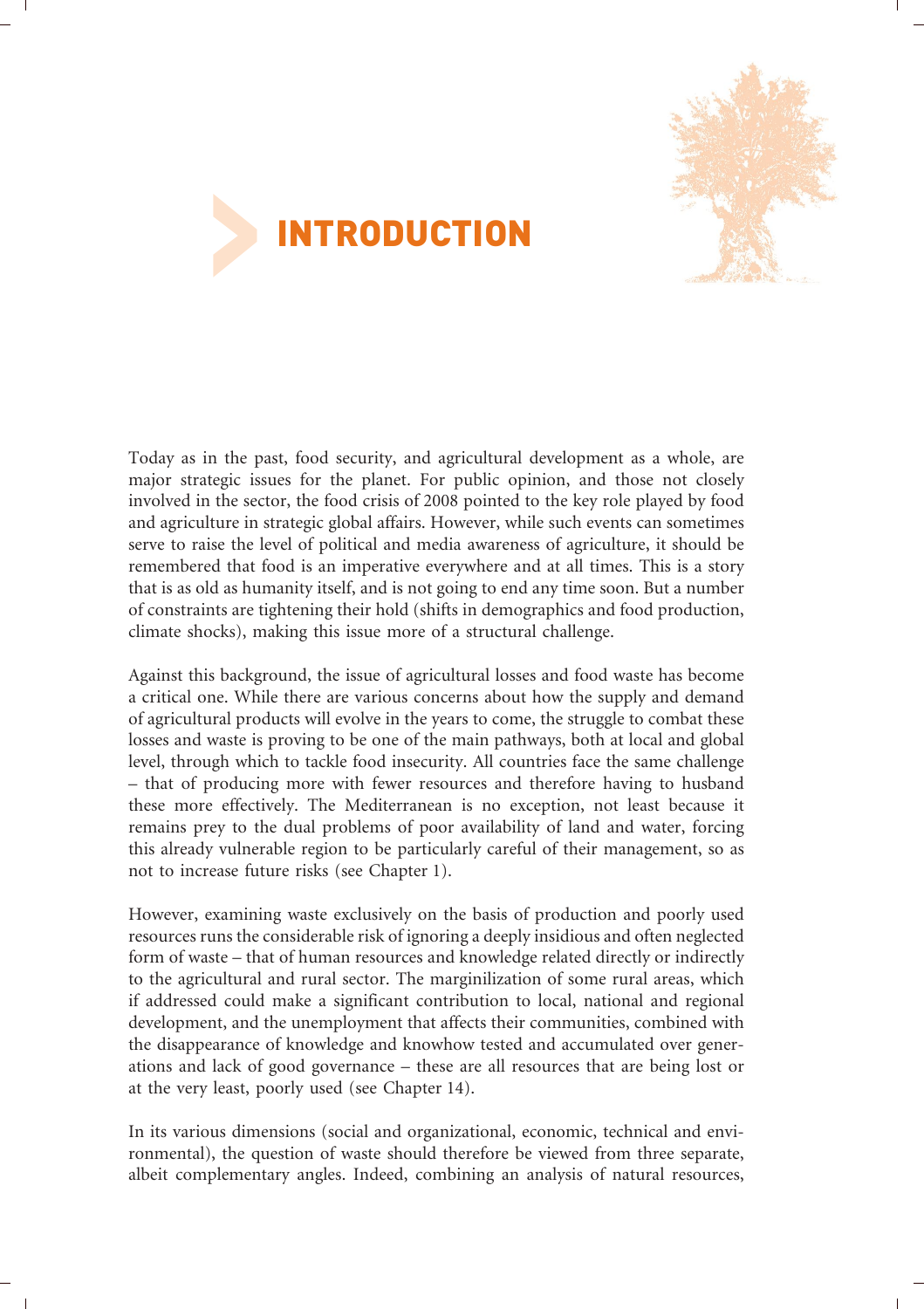# INTRODUCTION

Today as in the past, food security, and agricultural development as a whole, are major strategic issues for the planet. For public opinion, and those not closely involved in the sector, the food crisis of 2008 pointed to the key role played by food and agriculture in strategic global affairs. However, while such events can sometimes serve to raise the level of political and media awareness of agriculture, it should be remembered that food is an imperative everywhere and at all times. This is a story that is as old as humanity itself, and is not going to end any time soon. But a number of constraints are tightening their hold (shifts in demographics and food production, climate shocks), making this issue more of a structural challenge.

Against this background, the issue of agricultural losses and food waste has become a critical one. While there are various concerns about how the supply and demand of agricultural products will evolve in the years to come, the struggle to combat these losses and waste is proving to be one of the main pathways, both at local and global level, through which to tackle food insecurity. All countries face the same challenge – that of producing more with fewer resources and therefore having to husband these more effectively. The Mediterranean is no exception, not least because it remains prey to the dual problems of poor availability of land and water, forcing this already vulnerable region to be particularly careful of their management, so as not to increase future risks (see Chapter 1).

However, examining waste exclusively on the basis of production and poorly used resources runs the considerable risk of ignoring a deeply insidious and often neglected form of waste – that of human resources and knowledge related directly or indirectly to the agricultural and rural sector. The marginilization of some rural areas, which if addressed could make a significant contribution to local, national and regional development, and the unemployment that affects their communities, combined with the disappearance of knowledge and knowhow tested and accumulated over generations and lack of good governance – these are all resources that are being lost or at the very least, poorly used (see Chapter 14).

In its various dimensions (social and organizational, economic, technical and environmental), the question of waste should therefore be viewed from three separate, albeit complementary angles. Indeed, combining an analysis of natural resources,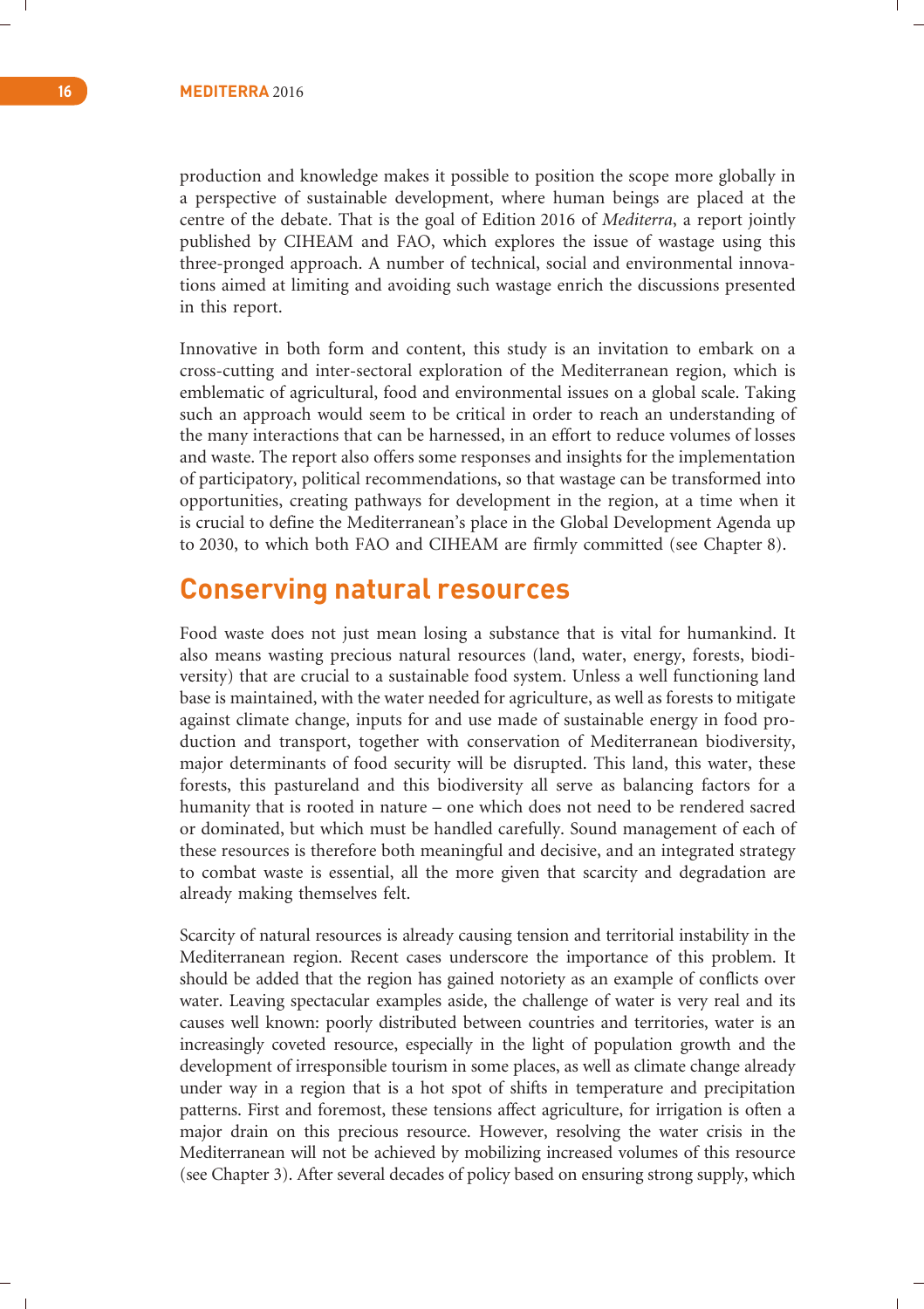production and knowledge makes it possible to position the scope more globally in a perspective of sustainable development, where human beings are placed at the centre of the debate. That is the goal of Edition 2016 of *Mediterra*, a report jointly published by CIHEAM and FAO, which explores the issue of wastage using this three-pronged approach. A number of technical, social and environmental innovations aimed at limiting and avoiding such wastage enrich the discussions presented in this report.

Innovative in both form and content, this study is an invitation to embark on a cross-cutting and inter-sectoral exploration of the Mediterranean region, which is emblematic of agricultural, food and environmental issues on a global scale. Taking such an approach would seem to be critical in order to reach an understanding of the many interactions that can be harnessed, in an effort to reduce volumes of losses and waste. The report also offers some responses and insights for the implementation of participatory, political recommendations, so that wastage can be transformed into opportunities, creating pathways for development in the region, at a time when it is crucial to define the Mediterranean's place in the Global Development Agenda up to 2030, to which both FAO and CIHEAM are firmly committed (see Chapter 8).

## Conserving natural resources

Food waste does not just mean losing a substance that is vital for humankind. It also means wasting precious natural resources (land, water, energy, forests, biodiversity) that are crucial to a sustainable food system. Unless a well functioning land base is maintained, with the water needed for agriculture, as well as forests to mitigate against climate change, inputs for and use made of sustainable energy in food production and transport, together with conservation of Mediterranean biodiversity, major determinants of food security will be disrupted. This land, this water, these forests, this pastureland and this biodiversity all serve as balancing factors for a humanity that is rooted in nature – one which does not need to be rendered sacred or dominated, but which must be handled carefully. Sound management of each of these resources is therefore both meaningful and decisive, and an integrated strategy to combat waste is essential, all the more given that scarcity and degradation are already making themselves felt.

Scarcity of natural resources is already causing tension and territorial instability in the Mediterranean region. Recent cases underscore the importance of this problem. It should be added that the region has gained notoriety as an example of conflicts over water. Leaving spectacular examples aside, the challenge of water is very real and its causes well known: poorly distributed between countries and territories, water is an increasingly coveted resource, especially in the light of population growth and the development of irresponsible tourism in some places, as well as climate change already under way in a region that is a hot spot of shifts in temperature and precipitation patterns. First and foremost, these tensions affect agriculture, for irrigation is often a major drain on this precious resource. However, resolving the water crisis in the Mediterranean will not be achieved by mobilizing increased volumes of this resource (see Chapter 3). After several decades of policy based on ensuring strong supply, which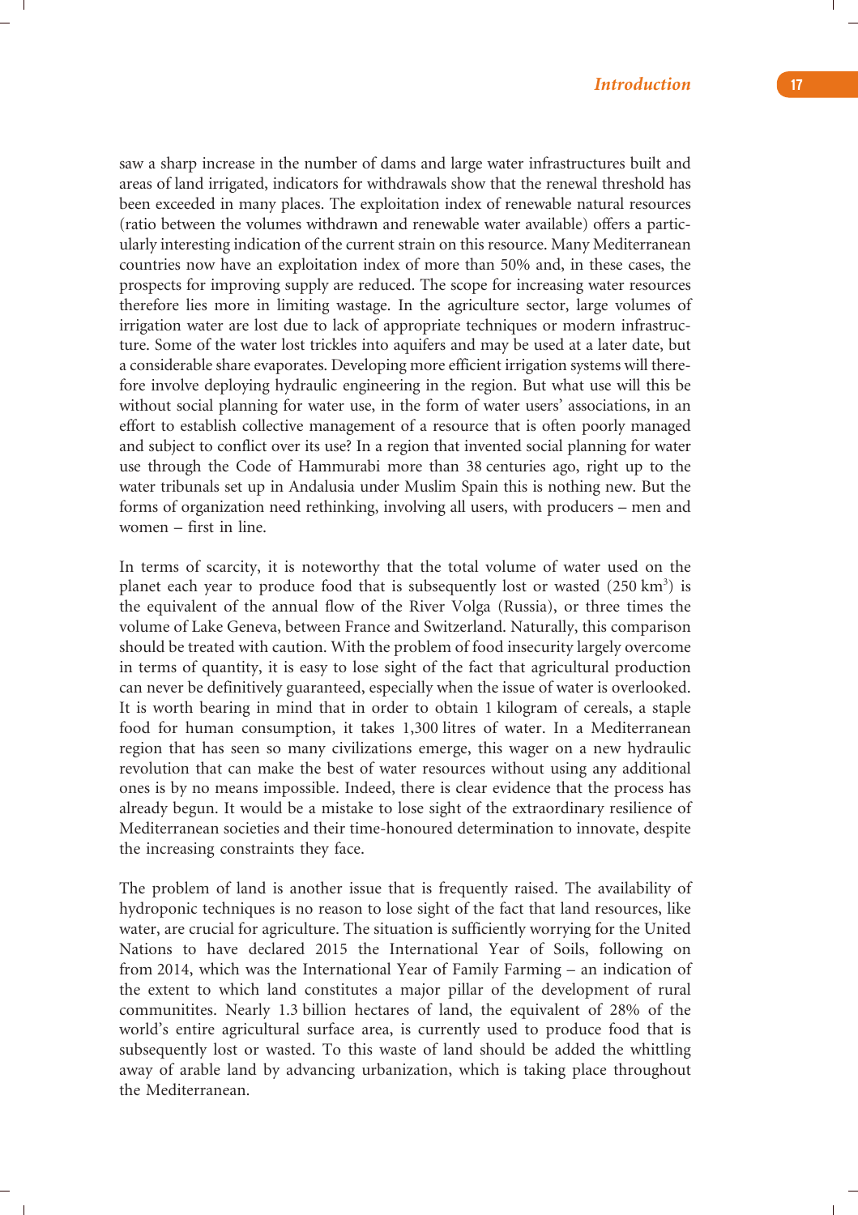saw a sharp increase in the number of dams and large water infrastructures built and areas of land irrigated, indicators for withdrawals show that the renewal threshold has been exceeded in many places. The exploitation index of renewable natural resources (ratio between the volumes withdrawn and renewable water available) offers a particularly interesting indication of the current strain on this resource. Many Mediterranean countries now have an exploitation index of more than 50% and, in these cases, the prospects for improving supply are reduced. The scope for increasing water resources therefore lies more in limiting wastage. In the agriculture sector, large volumes of irrigation water are lost due to lack of appropriate techniques or modern infrastructure. Some of the water lost trickles into aquifers and may be used at a later date, but a considerable share evaporates. Developing more efficient irrigation systems will therefore involve deploying hydraulic engineering in the region. But what use will this be without social planning for water use, in the form of water users' associations, in an effort to establish collective management of a resource that is often poorly managed and subject to conflict over its use? In a region that invented social planning for water use through the Code of Hammurabi more than 38 centuries ago, right up to the water tribunals set up in Andalusia under Muslim Spain this is nothing new. But the forms of organization need rethinking, involving all users, with producers – men and women – first in line.

In terms of scarcity, it is noteworthy that the total volume of water used on the planet each year to produce food that is subsequently lost or wasted (250 $km^3$) is the equivalent of the annual flow of the River Volga (Russia), or three times the volume of Lake Geneva, between France and Switzerland. Naturally, this comparison should be treated with caution. With the problem of food insecurity largely overcome in terms of quantity, it is easy to lose sight of the fact that agricultural production can never be definitively guaranteed, especially when the issue of water is overlooked. It is worth bearing in mind that in order to obtain 1 kilogram of cereals, a staple food for human consumption, it takes 1,300 litres of water. In a Mediterranean region that has seen so many civilizations emerge, this wager on a new hydraulic revolution that can make the best of water resources without using any additional ones is by no means impossible. Indeed, there is clear evidence that the process has already begun. It would be a mistake to lose sight of the extraordinary resilience of Mediterranean societies and their time-honoured determination to innovate, despite the increasing constraints they face.

The problem of land is another issue that is frequently raised. The availability of hydroponic techniques is no reason to lose sight of the fact that land resources, like water, are crucial for agriculture. The situation is sufficiently worrying for the United Nations to have declared 2015 the International Year of Soils, following on from 2014, which was the International Year of Family Farming – an indication of the extent to which land constitutes a major pillar of the development of rural communitites. Nearly 1.3 billion hectares of land, the equivalent of 28% of the world's entire agricultural surface area, is currently used to produce food that is subsequently lost or wasted. To this waste of land should be added the whittling away of arable land by advancing urbanization, which is taking place throughout the Mediterranean.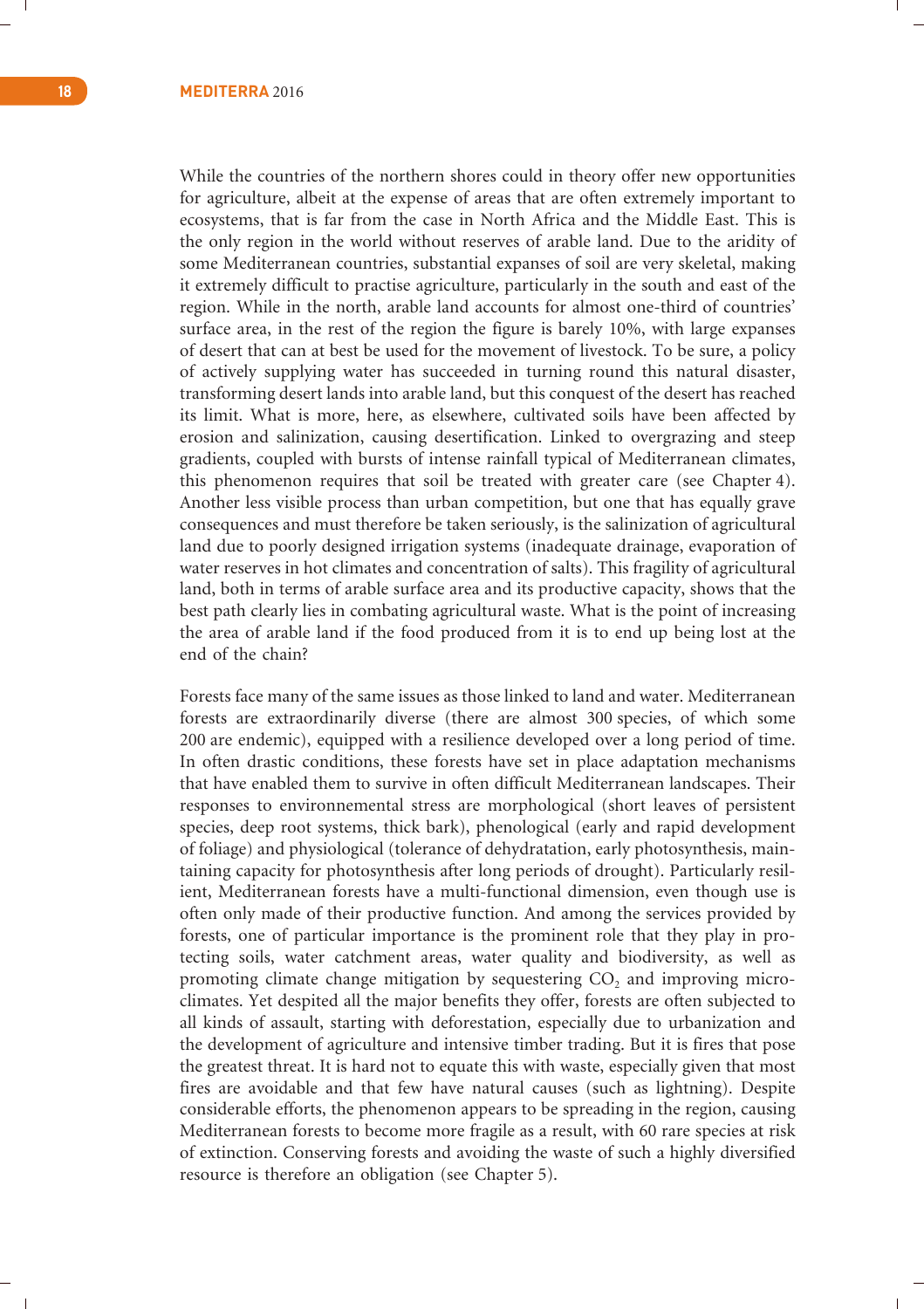While the countries of the northern shores could in theory offer new opportunities for agriculture, albeit at the expense of areas that are often extremely important to ecosystems, that is far from the case in North Africa and the Middle East. This is the only region in the world without reserves of arable land. Due to the aridity of some Mediterranean countries, substantial expanses of soil are very skeletal, making it extremely difficult to practise agriculture, particularly in the south and east of the region. While in the north, arable land accounts for almost one-third of countries' surface area, in the rest of the region the figure is barely 10%, with large expanses of desert that can at best be used for the movement of livestock. To be sure, a policy of actively supplying water has succeeded in turning round this natural disaster, transforming desert lands into arable land, but this conquest of the desert has reached its limit. What is more, here, as elsewhere, cultivated soils have been affected by erosion and salinization, causing desertification. Linked to overgrazing and steep gradients, coupled with bursts of intense rainfall typical of Mediterranean climates, this phenomenon requires that soil be treated with greater care (see Chapter 4). Another less visible process than urban competition, but one that has equally grave consequences and must therefore be taken seriously, is the salinization of agricultural land due to poorly designed irrigation systems (inadequate drainage, evaporation of water reserves in hot climates and concentration of salts). This fragility of agricultural land, both in terms of arable surface area and its productive capacity, shows that the best path clearly lies in combating agricultural waste. What is the point of increasing the area of arable land if the food produced from it is to end up being lost at the end of the chain?

Forests face many of the same issues as those linked to land and water. Mediterranean forests are extraordinarily diverse (there are almost 300 species, of which some 200 are endemic), equipped with a resilience developed over a long period of time. In often drastic conditions, these forests have set in place adaptation mechanisms that have enabled them to survive in often difficult Mediterranean landscapes. Their responses to environnemental stress are morphological (short leaves of persistent species, deep root systems, thick bark), phenological (early and rapid development of foliage) and physiological (tolerance of dehydratation, early photosynthesis, maintaining capacity for photosynthesis after long periods of drought). Particularly resilient, Mediterranean forests have a multi-functional dimension, even though use is often only made of their productive function. And among the services provided by forests, one of particular importance is the prominent role that they play in protecting soils, water catchment areas, water quality and biodiversity, as well as promoting climate change mitigation by sequestering $CO_2$ and improving microclimates. Yet despited all the major benefits they offer, forests are often subjected to all kinds of assault, starting with deforestation, especially due to urbanization and the development of agriculture and intensive timber trading. But it is fires that pose the greatest threat. It is hard not to equate this with waste, especially given that most fires are avoidable and that few have natural causes (such as lightning). Despite considerable efforts, the phenomenon appears to be spreading in the region, causing Mediterranean forests to become more fragile as a result, with 60 rare species at risk of extinction. Conserving forests and avoiding the waste of such a highly diversified resource is therefore an obligation (see Chapter 5).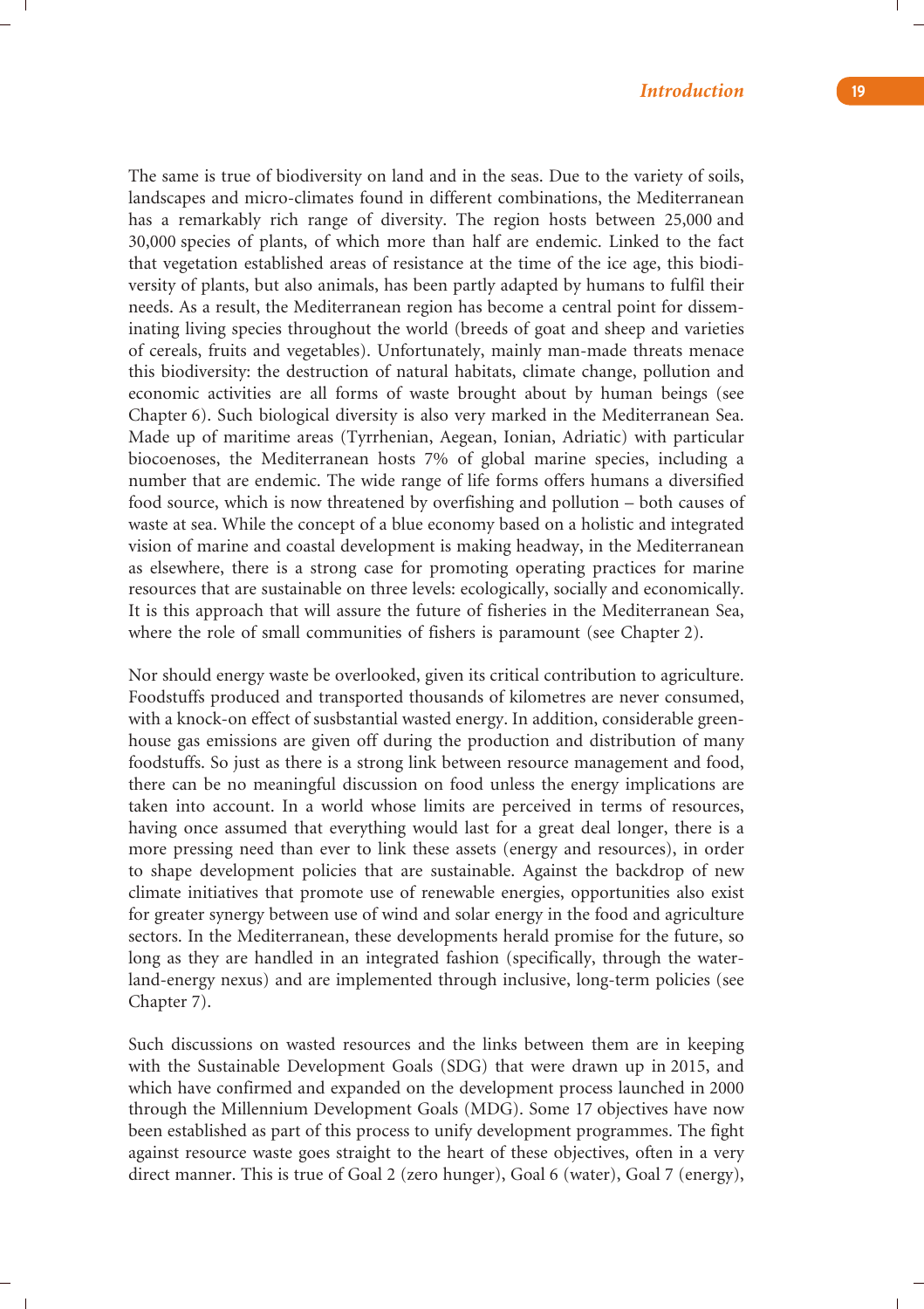The same is true of biodiversity on land and in the seas. Due to the variety of soils, landscapes and micro-climates found in different combinations, the Mediterranean has a remarkably rich range of diversity. The region hosts between 25,000 and 30,000 species of plants, of which more than half are endemic. Linked to the fact that vegetation established areas of resistance at the time of the ice age, this biodiversity of plants, but also animals, has been partly adapted by humans to fulfil their needs. As a result, the Mediterranean region has become a central point for disseminating living species throughout the world (breeds of goat and sheep and varieties of cereals, fruits and vegetables). Unfortunately, mainly man-made threats menace this biodiversity: the destruction of natural habitats, climate change, pollution and economic activities are all forms of waste brought about by human beings (see Chapter 6). Such biological diversity is also very marked in the Mediterranean Sea. Made up of maritime areas (Tyrrhenian, Aegean, Ionian, Adriatic) with particular biocoenoses, the Mediterranean hosts 7% of global marine species, including a number that are endemic. The wide range of life forms offers humans a diversified food source, which is now threatened by overfishing and pollution – both causes of waste at sea. While the concept of a blue economy based on a holistic and integrated vision of marine and coastal development is making headway, in the Mediterranean as elsewhere, there is a strong case for promoting operating practices for marine resources that are sustainable on three levels: ecologically, socially and economically. It is this approach that will assure the future of fisheries in the Mediterranean Sea, where the role of small communities of fishers is paramount (see Chapter 2).

Nor should energy waste be overlooked, given its critical contribution to agriculture. Foodstuffs produced and transported thousands of kilometres are never consumed, with a knock-on effect of susbstantial wasted energy. In addition, considerable greenhouse gas emissions are given off during the production and distribution of many foodstuffs. So just as there is a strong link between resource management and food, there can be no meaningful discussion on food unless the energy implications are taken into account. In a world whose limits are perceived in terms of resources, having once assumed that everything would last for a great deal longer, there is a more pressing need than ever to link these assets (energy and resources), in order to shape development policies that are sustainable. Against the backdrop of new climate initiatives that promote use of renewable energies, opportunities also exist for greater synergy between use of wind and solar energy in the food and agriculture sectors. In the Mediterranean, these developments herald promise for the future, so long as they are handled in an integrated fashion (specifically, through the water-land-energy nexus) and are implemented through inclusive, long-term policies (see Chapter 7).

Such discussions on wasted resources and the links between them are in keeping with the Sustainable Development Goals (SDG) that were drawn up in 2015, and which have confirmed and expanded on the development process launched in 2000 through the Millennium Development Goals (MDG). Some 17 objectives have now been established as part of this process to unify development programmes. The fight against resource waste goes straight to the heart of these objectives, often in a very direct manner. This is true of Goal 2 (zero hunger), Goal 6 (water), Goal 7 (energy),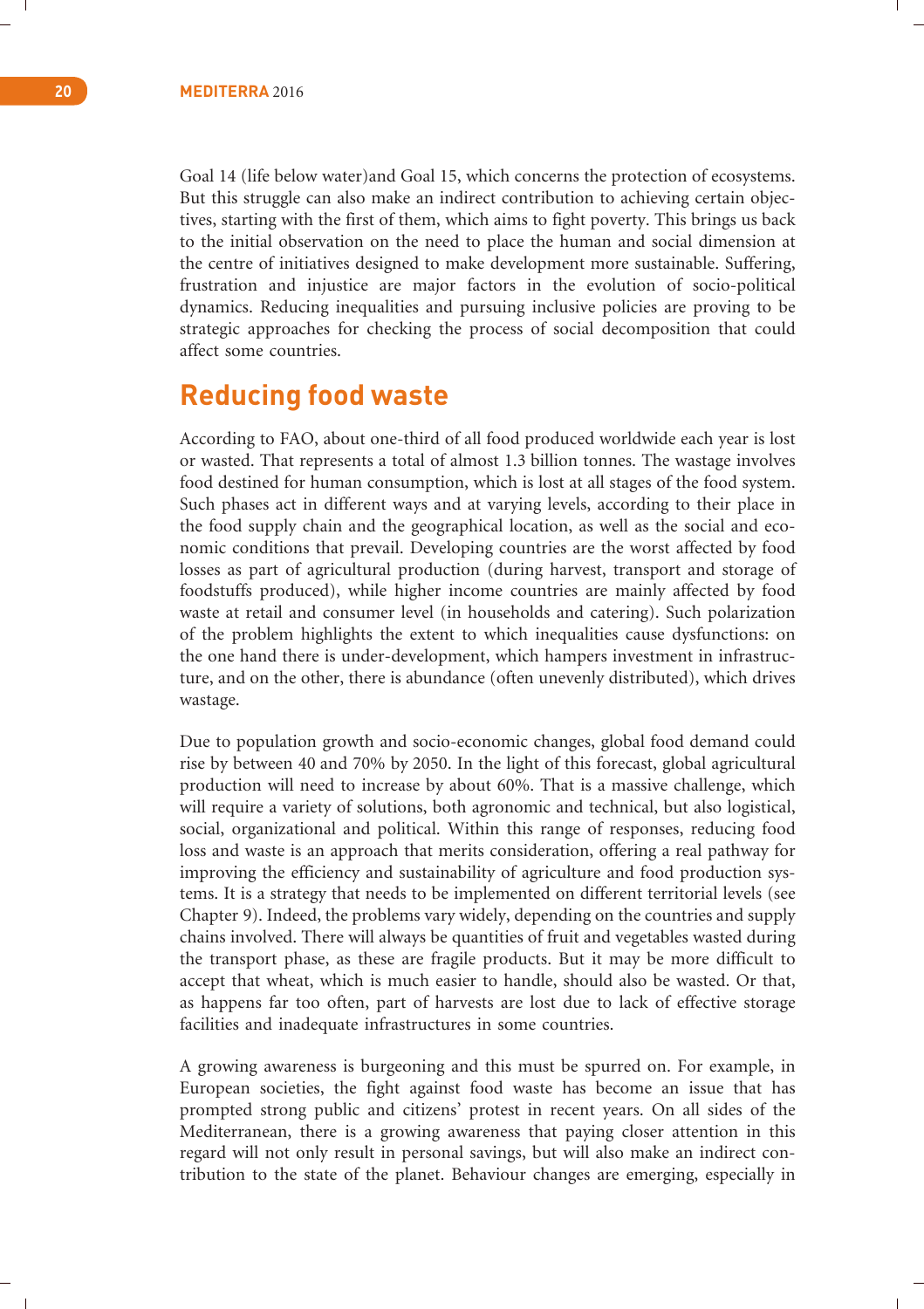Goal 14 (life below water)and Goal 15, which concerns the protection of ecosystems. But this struggle can also make an indirect contribution to achieving certain objectives, starting with the first of them, which aims to fight poverty. This brings us back to the initial observation on the need to place the human and social dimension at the centre of initiatives designed to make development more sustainable. Suffering, frustration and injustice are major factors in the evolution of socio-political dynamics. Reducing inequalities and pursuing inclusive policies are proving to be strategic approaches for checking the process of social decomposition that could affect some countries.

## Reducing food waste

According to FAO, about one-third of all food produced worldwide each year is lost or wasted. That represents a total of almost 1.3 billion tonnes. The wastage involves food destined for human consumption, which is lost at all stages of the food system. Such phases act in different ways and at varying levels, according to their place in the food supply chain and the geographical location, as well as the social and economic conditions that prevail. Developing countries are the worst affected by food losses as part of agricultural production (during harvest, transport and storage of foodstuffs produced), while higher income countries are mainly affected by food waste at retail and consumer level (in households and catering). Such polarization of the problem highlights the extent to which inequalities cause dysfunctions: on the one hand there is under-development, which hampers investment in infrastructure, and on the other, there is abundance (often unevenly distributed), which drives wastage.

Due to population growth and socio-economic changes, global food demand could rise by between 40 and 70% by 2050. In the light of this forecast, global agricultural production will need to increase by about 60%. That is a massive challenge, which will require a variety of solutions, both agronomic and technical, but also logistical, social, organizational and political. Within this range of responses, reducing food loss and waste is an approach that merits consideration, offering a real pathway for improving the efficiency and sustainability of agriculture and food production systems. It is a strategy that needs to be implemented on different territorial levels (see Chapter 9). Indeed, the problems vary widely, depending on the countries and supply chains involved. There will always be quantities of fruit and vegetables wasted during the transport phase, as these are fragile products. But it may be more difficult to accept that wheat, which is much easier to handle, should also be wasted. Or that, as happens far too often, part of harvests are lost due to lack of effective storage facilities and inadequate infrastructures in some countries.

A growing awareness is burgeoning and this must be spurred on. For example, in European societies, the fight against food waste has become an issue that has prompted strong public and citizens' protest in recent years. On all sides of the Mediterranean, there is a growing awareness that paying closer attention in this regard will not only result in personal savings, but will also make an indirect contribution to the state of the planet. Behaviour changes are emerging, especially in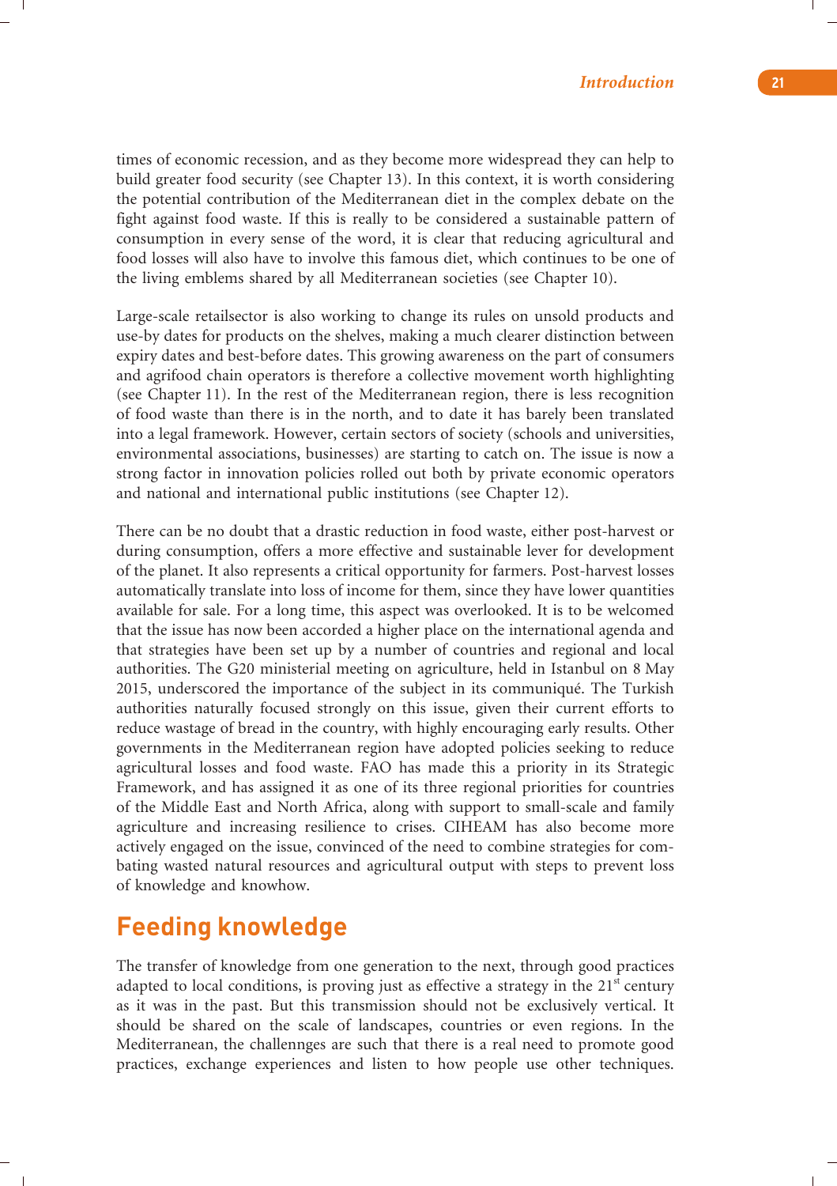times of economic recession, and as they become more widespread they can help to build greater food security (see Chapter 13). In this context, it is worth considering the potential contribution of the Mediterranean diet in the complex debate on the fight against food waste. If this is really to be considered a sustainable pattern of consumption in every sense of the word, it is clear that reducing agricultural and food losses will also have to involve this famous diet, which continues to be one of the living emblems shared by all Mediterranean societies (see Chapter 10).

Large-scale retailsector is also working to change its rules on unsold products and use-by dates for products on the shelves, making a much clearer distinction between expiry dates and best-before dates. This growing awareness on the part of consumers and agrifood chain operators is therefore a collective movement worth highlighting (see Chapter 11). In the rest of the Mediterranean region, there is less recognition of food waste than there is in the north, and to date it has barely been translated into a legal framework. However, certain sectors of society (schools and universities, environmental associations, businesses) are starting to catch on. The issue is now a strong factor in innovation policies rolled out both by private economic operators and national and international public institutions (see Chapter 12).

There can be no doubt that a drastic reduction in food waste, either post-harvest or during consumption, offers a more effective and sustainable lever for development of the planet. It also represents a critical opportunity for farmers. Post-harvest losses automatically translate into loss of income for them, since they have lower quantities available for sale. For a long time, this aspect was overlooked. It is to be welcomed that the issue has now been accorded a higher place on the international agenda and that strategies have been set up by a number of countries and regional and local authorities. The G20 ministerial meeting on agriculture, held in Istanbul on 8 May 2015, underscored the importance of the subject in its communiqué. The Turkish authorities naturally focused strongly on this issue, given their current efforts to reduce wastage of bread in the country, with highly encouraging early results. Other governments in the Mediterranean region have adopted policies seeking to reduce agricultural losses and food waste. FAO has made this a priority in its Strategic Framework, and has assigned it as one of its three regional priorities for countries of the Middle East and North Africa, along with support to small-scale and family agriculture and increasing resilience to crises. CIHEAM has also become more actively engaged on the issue, convinced of the need to combine strategies for combating wasted natural resources and agricultural output with steps to prevent loss of knowledge and knowhow.

## Feeding knowledge

The transfer of knowledge from one generation to the next, through good practices adapted to local conditions, is proving just as effective a strategy in the 21st century as it was in the past. But this transmission should not be exclusively vertical. It should be shared on the scale of landscapes, countries or even regions. In the Mediterranean, the challennges are such that there is a real need to promote good practices, exchange experiences and listen to how people use other techniques.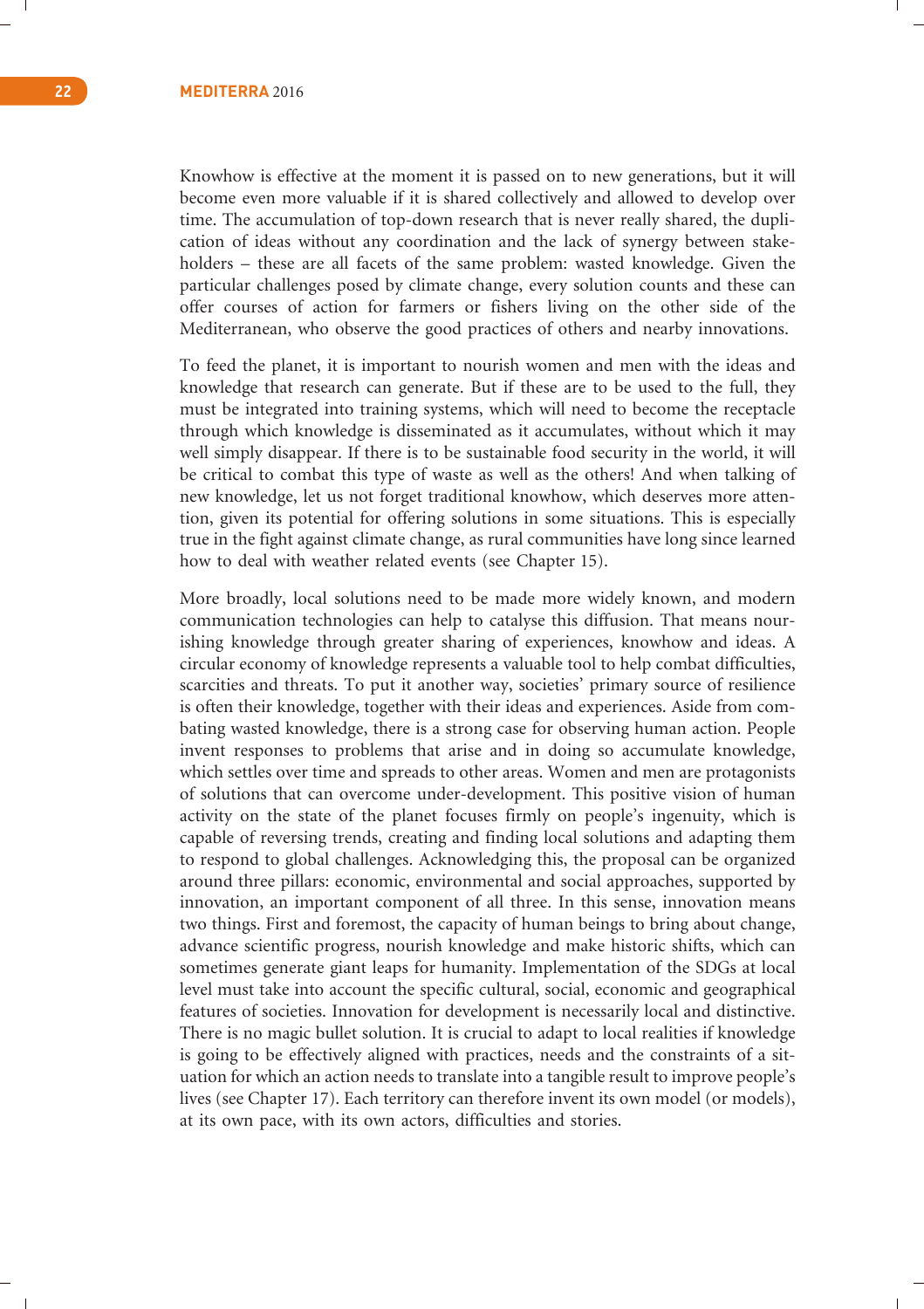Knowhow is effective at the moment it is passed on to new generations, but it will become even more valuable if it is shared collectively and allowed to develop over time. The accumulation of top-down research that is never really shared, the duplication of ideas without any coordination and the lack of synergy between stakeholders – these are all facets of the same problem: wasted knowledge. Given the particular challenges posed by climate change, every solution counts and these can offer courses of action for farmers or fishers living on the other side of the Mediterranean, who observe the good practices of others and nearby innovations.

To feed the planet, it is important to nourish women and men with the ideas and knowledge that research can generate. But if these are to be used to the full, they must be integrated into training systems, which will need to become the receptacle through which knowledge is disseminated as it accumulates, without which it may well simply disappear. If there is to be sustainable food security in the world, it will be critical to combat this type of waste as well as the others! And when talking of new knowledge, let us not forget traditional knowhow, which deserves more attention, given its potential for offering solutions in some situations. This is especially true in the fight against climate change, as rural communities have long since learned how to deal with weather related events (see Chapter 15).

More broadly, local solutions need to be made more widely known, and modern communication technologies can help to catalyse this diffusion. That means nourishing knowledge through greater sharing of experiences, knowhow and ideas. A circular economy of knowledge represents a valuable tool to help combat difficulties, scarcities and threats. To put it another way, societies' primary source of resilience is often their knowledge, together with their ideas and experiences. Aside from combating wasted knowledge, there is a strong case for observing human action. People invent responses to problems that arise and in doing so accumulate knowledge, which settles over time and spreads to other areas. Women and men are protagonists of solutions that can overcome under-development. This positive vision of human activity on the state of the planet focuses firmly on people's ingenuity, which is capable of reversing trends, creating and finding local solutions and adapting them to respond to global challenges. Acknowledging this, the proposal can be organized around three pillars: economic, environmental and social approaches, supported by innovation, an important component of all three. In this sense, innovation means two things. First and foremost, the capacity of human beings to bring about change, advance scientific progress, nourish knowledge and make historic shifts, which can sometimes generate giant leaps for humanity. Implementation of the SDGs at local level must take into account the specific cultural, social, economic and geographical features of societies. Innovation for development is necessarily local and distinctive. There is no magic bullet solution. It is crucial to adapt to local realities if knowledge is going to be effectively aligned with practices, needs and the constraints of a situation for which an action needs to translate into a tangible result to improve people's lives (see Chapter 17). Each territory can therefore invent its own model (or models), at its own pace, with its own actors, difficulties and stories.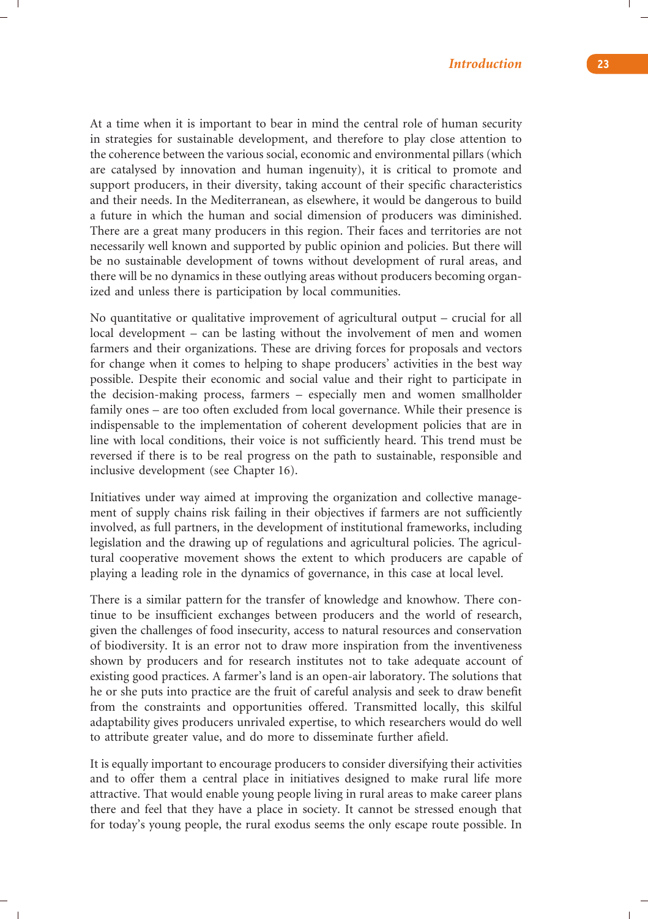At a time when it is important to bear in mind the central role of human security in strategies for sustainable development, and therefore to play close attention to the coherence between the various social, economic and environmental pillars (which are catalysed by innovation and human ingenuity), it is critical to promote and support producers, in their diversity, taking account of their specific characteristics and their needs. In the Mediterranean, as elsewhere, it would be dangerous to build a future in which the human and social dimension of producers was diminished. There are a great many producers in this region. Their faces and territories are not necessarily well known and supported by public opinion and policies. But there will be no sustainable development of towns without development of rural areas, and there will be no dynamics in these outlying areas without producers becoming organized and unless there is participation by local communities.

No quantitative or qualitative improvement of agricultural output – crucial for all local development – can be lasting without the involvement of men and women farmers and their organizations. These are driving forces for proposals and vectors for change when it comes to helping to shape producers' activities in the best way possible. Despite their economic and social value and their right to participate in the decision-making process, farmers – especially men and women smallholder family ones – are too often excluded from local governance. While their presence is indispensable to the implementation of coherent development policies that are in line with local conditions, their voice is not sufficiently heard. This trend must be reversed if there is to be real progress on the path to sustainable, responsible and inclusive development (see Chapter 16).

Initiatives under way aimed at improving the organization and collective management of supply chains risk failing in their objectives if farmers are not sufficiently involved, as full partners, in the development of institutional frameworks, including legislation and the drawing up of regulations and agricultural policies. The agricultural cooperative movement shows the extent to which producers are capable of playing a leading role in the dynamics of governance, in this case at local level.

There is a similar pattern for the transfer of knowledge and knowhow. There continue to be insufficient exchanges between producers and the world of research, given the challenges of food insecurity, access to natural resources and conservation of biodiversity. It is an error not to draw more inspiration from the inventiveness shown by producers and for research institutes not to take adequate account of existing good practices. A farmer's land is an open-air laboratory. The solutions that he or she puts into practice are the fruit of careful analysis and seek to draw benefit from the constraints and opportunities offered. Transmitted locally, this skilful adaptability gives producers unrivaled expertise, to which researchers would do well to attribute greater value, and do more to disseminate further afield.

It is equally important to encourage producers to consider diversifying their activities and to offer them a central place in initiatives designed to make rural life more attractive. That would enable young people living in rural areas to make career plans there and feel that they have a place in society. It cannot be stressed enough that for today's young people, the rural exodus seems the only escape route possible. In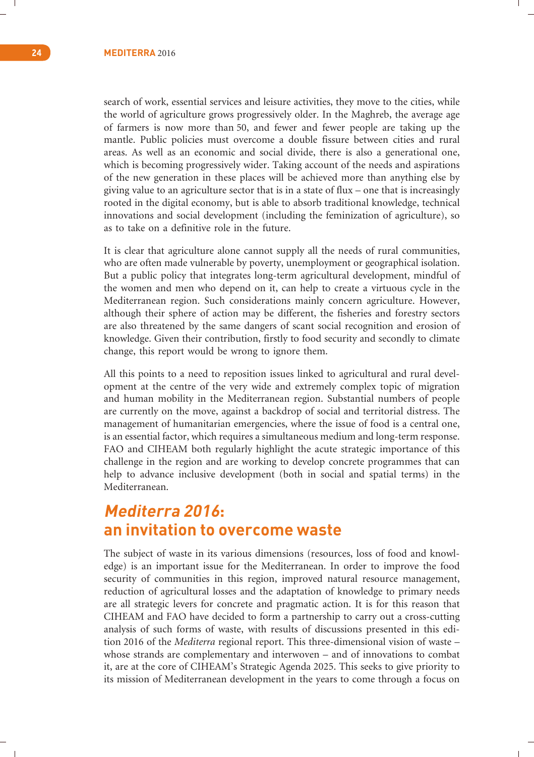search of work, essential services and leisure activities, they move to the cities, while the world of agriculture grows progressively older. In the Maghreb, the average age of farmers is now more than 50, and fewer and fewer people are taking up the mantle. Public policies must overcome a double fissure between cities and rural areas. As well as an economic and social divide, there is also a generational one, which is becoming progressively wider. Taking account of the needs and aspirations of the new generation in these places will be achieved more than anything else by giving value to an agriculture sector that is in a state of flux – one that is increasingly rooted in the digital economy, but is able to absorb traditional knowledge, technical innovations and social development (including the feminization of agriculture), so as to take on a definitive role in the future.

It is clear that agriculture alone cannot supply all the needs of rural communities, who are often made vulnerable by poverty, unemployment or geographical isolation. But a public policy that integrates long-term agricultural development, mindful of the women and men who depend on it, can help to create a virtuous cycle in the Mediterranean region. Such considerations mainly concern agriculture. However, although their sphere of action may be different, the fisheries and forestry sectors are also threatened by the same dangers of scant social recognition and erosion of knowledge. Given their contribution, firstly to food security and secondly to climate change, this report would be wrong to ignore them.

All this points to a need to reposition issues linked to agricultural and rural development at the centre of the very wide and extremely complex topic of migration and human mobility in the Mediterranean region. Substantial numbers of people are currently on the move, against a backdrop of social and territorial distress. The management of humanitarian emergencies, where the issue of food is a central one, is an essential factor, which requires a simultaneous medium and long-term response. FAO and CIHEAM both regularly highlight the acute strategic importance of this challenge in the region and are working to develop concrete programmes that can help to advance inclusive development (both in social and spatial terms) in the Mediterranean.

## *Mediterra 2016*: an invitation to overcome waste

The subject of waste in its various dimensions (resources, loss of food and knowledge) is an important issue for the Mediterranean. In order to improve the food security of communities in this region, improved natural resource management, reduction of agricultural losses and the adaptation of knowledge to primary needs are all strategic levers for concrete and pragmatic action. It is for this reason that CIHEAM and FAO have decided to form a partnership to carry out a cross-cutting analysis of such forms of waste, with results of discussions presented in this edition 2016 of the *Mediterra* regional report. This three-dimensional vision of waste – whose strands are complementary and interwoven – and of innovations to combat it, are at the core of CIHEAM's Strategic Agenda 2025. This seeks to give priority to its mission of Mediterranean development in the years to come through a focus on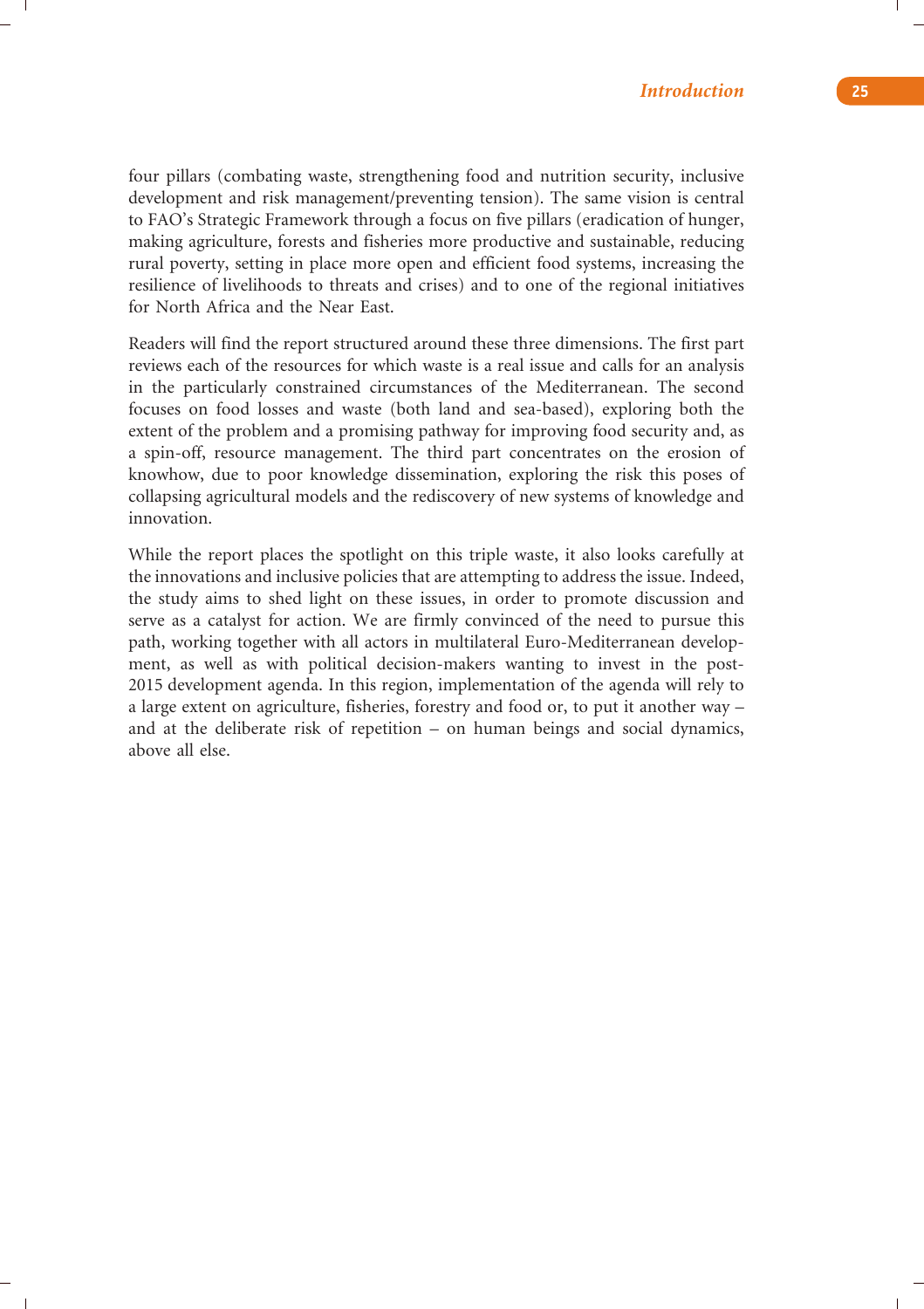four pillars (combating waste, strengthening food and nutrition security, inclusive development and risk management/preventing tension). The same vision is central to FAO's Strategic Framework through a focus on five pillars (eradication of hunger, making agriculture, forests and fisheries more productive and sustainable, reducing rural poverty, setting in place more open and efficient food systems, increasing the resilience of livelihoods to threats and crises) and to one of the regional initiatives for North Africa and the Near East.

Readers will find the report structured around these three dimensions. The first part reviews each of the resources for which waste is a real issue and calls for an analysis in the particularly constrained circumstances of the Mediterranean. The second focuses on food losses and waste (both land and sea-based), exploring both the extent of the problem and a promising pathway for improving food security and, as a spin-off, resource management. The third part concentrates on the erosion of knowhow, due to poor knowledge dissemination, exploring the risk this poses of collapsing agricultural models and the rediscovery of new systems of knowledge and innovation.

While the report places the spotlight on this triple waste, it also looks carefully at the innovations and inclusive policies that are attempting to address the issue. Indeed, the study aims to shed light on these issues, in order to promote discussion and serve as a catalyst for action. We are firmly convinced of the need to pursue this path, working together with all actors in multilateral Euro-Mediterranean development, as well as with political decision-makers wanting to invest in the post-2015 development agenda. In this region, implementation of the agenda will rely to a large extent on agriculture, fisheries, forestry and food or, to put it another way – and at the deliberate risk of repetition – on human beings and social dynamics, above all else.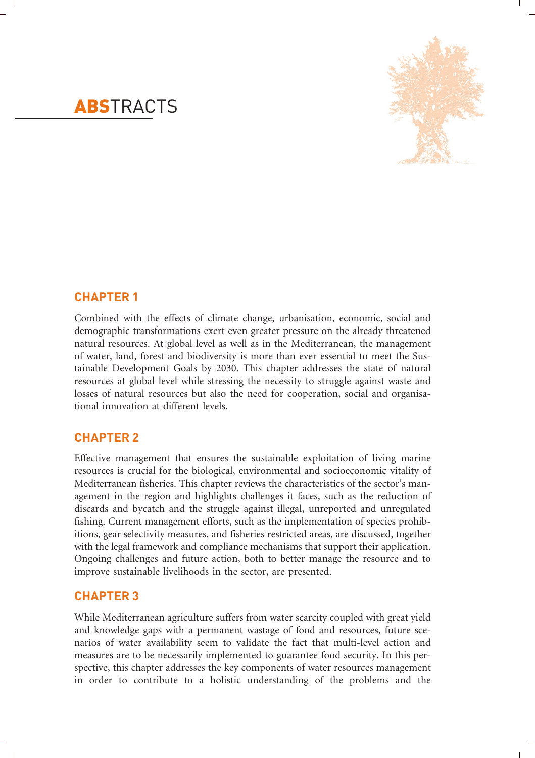# ABSTRACTS

## CHAPTER 1

Combined with the effects of climate change, urbanisation, economic, social and demographic transformations exert even greater pressure on the already threatened natural resources. At global level as well as in the Mediterranean, the management of water, land, forest and biodiversity is more than ever essential to meet the Sustainable Development Goals by 2030. This chapter addresses the state of natural resources at global level while stressing the necessity to struggle against waste and losses of natural resources but also the need for cooperation, social and organisational innovation at different levels.

## CHAPTER 2

Effective management that ensures the sustainable exploitation of living marine resources is crucial for the biological, environmental and socioeconomic vitality of Mediterranean fisheries. This chapter reviews the characteristics of the sector's management in the region and highlights challenges it faces, such as the reduction of discards and bycatch and the struggle against illegal, unreported and unregulated fishing. Current management efforts, such as the implementation of species prohibitions, gear selectivity measures, and fisheries restricted areas, are discussed, together with the legal framework and compliance mechanisms that support their application. Ongoing challenges and future action, both to better manage the resource and to improve sustainable livelihoods in the sector, are presented.

## CHAPTER 3

While Mediterranean agriculture suffers from water scarcity coupled with great yield and knowledge gaps with a permanent wastage of food and resources, future scenarios of water availability seem to validate the fact that multi-level action and measures are to be necessarily implemented to guarantee food security. In this perspective, this chapter addresses the key components of water resources management in order to contribute to a holistic understanding of the problems and the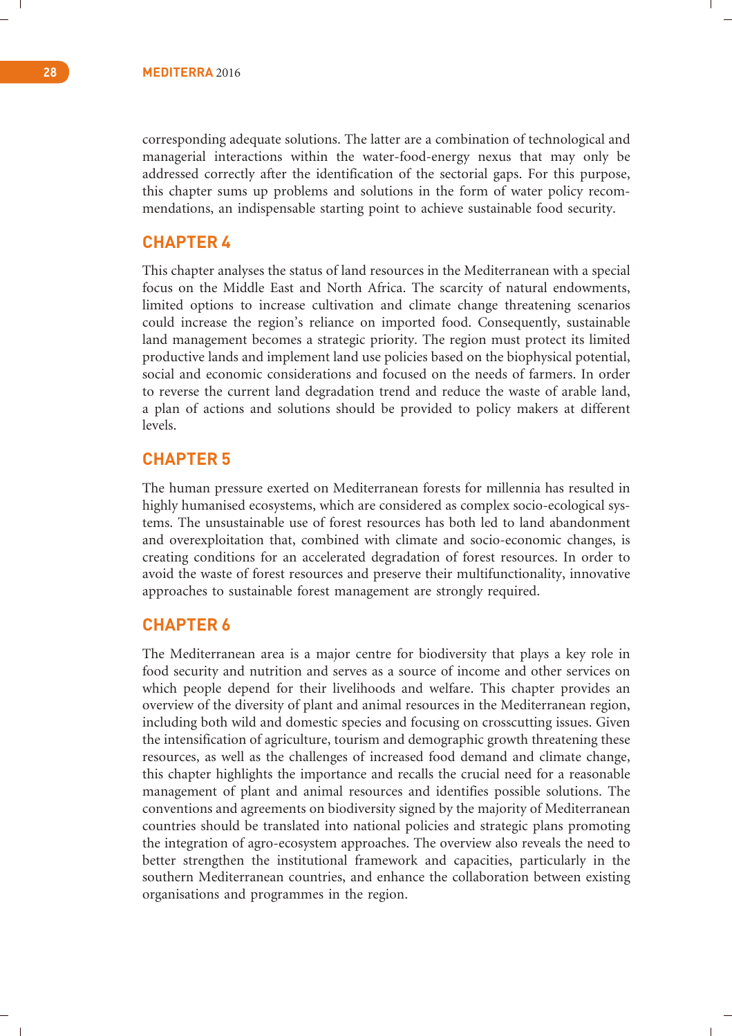corresponding adequate solutions. The latter are a combination of technological and managerial interactions within the water-food-energy nexus that may only be addressed correctly after the identification of the sectorial gaps. For this purpose, this chapter sums up problems and solutions in the form of water policy recommendations, an indispensable starting point to achieve sustainable food security.

## CHAPTER 4

This chapter analyses the status of land resources in the Mediterranean with a special focus on the Middle East and North Africa. The scarcity of natural endowments, limited options to increase cultivation and climate change threatening scenarios could increase the region's reliance on imported food. Consequently, sustainable land management becomes a strategic priority. The region must protect its limited productive lands and implement land use policies based on the biophysical potential, social and economic considerations and focused on the needs of farmers. In order to reverse the current land degradation trend and reduce the waste of arable land, a plan of actions and solutions should be provided to policy makers at different levels.

## CHAPTER 5

The human pressure exerted on Mediterranean forests for millennia has resulted in highly humanised ecosystems, which are considered as complex socio-ecological systems. The unsustainable use of forest resources has both led to land abandonment and overexploitation that, combined with climate and socio-economic changes, is creating conditions for an accelerated degradation of forest resources. In order to avoid the waste of forest resources and preserve their multifunctionality, innovative approaches to sustainable forest management are strongly required.

## CHAPTER 6

The Mediterranean area is a major centre for biodiversity that plays a key role in food security and nutrition and serves as a source of income and other services on which people depend for their livelihoods and welfare. This chapter provides an overview of the diversity of plant and animal resources in the Mediterranean region, including both wild and domestic species and focusing on crosscutting issues. Given the intensification of agriculture, tourism and demographic growth threatening these resources, as well as the challenges of increased food demand and climate change, this chapter highlights the importance and recalls the crucial need for a reasonable management of plant and animal resources and identifies possible solutions. The conventions and agreements on biodiversity signed by the majority of Mediterranean countries should be translated into national policies and strategic plans promoting the integration of agro-ecosystem approaches. The overview also reveals the need to better strengthen the institutional framework and capacities, particularly in the southern Mediterranean countries, and enhance the collaboration between existing organisations and programmes in the region.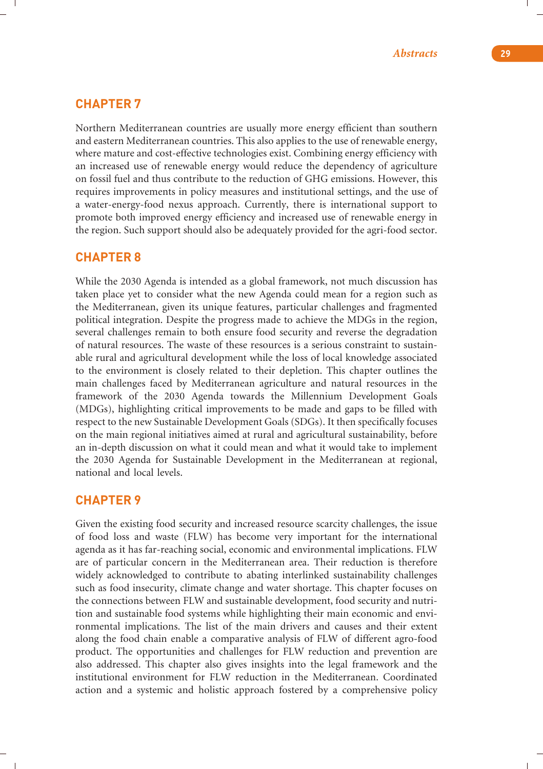## CHAPTER 7

Northern Mediterranean countries are usually more energy efficient than southern and eastern Mediterranean countries. This also applies to the use of renewable energy, where mature and cost-effective technologies exist. Combining energy efficiency with an increased use of renewable energy would reduce the dependency of agriculture on fossil fuel and thus contribute to the reduction of GHG emissions. However, this requires improvements in policy measures and institutional settings, and the use of a water-energy-food nexus approach. Currently, there is international support to promote both improved energy efficiency and increased use of renewable energy in the region. Such support should also be adequately provided for the agri-food sector.

## CHAPTER 8

While the 2030 Agenda is intended as a global framework, not much discussion has taken place yet to consider what the new Agenda could mean for a region such as the Mediterranean, given its unique features, particular challenges and fragmented political integration. Despite the progress made to achieve the MDGs in the region, several challenges remain to both ensure food security and reverse the degradation of natural resources. The waste of these resources is a serious constraint to sustainable rural and agricultural development while the loss of local knowledge associated to the environment is closely related to their depletion. This chapter outlines the main challenges faced by Mediterranean agriculture and natural resources in the framework of the 2030 Agenda towards the Millennium Development Goals (MDGs), highlighting critical improvements to be made and gaps to be filled with respect to the new Sustainable Development Goals (SDGs). It then specifically focuses on the main regional initiatives aimed at rural and agricultural sustainability, before an in-depth discussion on what it could mean and what it would take to implement the 2030 Agenda for Sustainable Development in the Mediterranean at regional, national and local levels.

## CHAPTER 9

Given the existing food security and increased resource scarcity challenges, the issue of food loss and waste (FLW) has become very important for the international agenda as it has far-reaching social, economic and environmental implications. FLW are of particular concern in the Mediterranean area. Their reduction is therefore widely acknowledged to contribute to abating interlinked sustainability challenges such as food insecurity, climate change and water shortage. This chapter focuses on the connections between FLW and sustainable development, food security and nutrition and sustainable food systems while highlighting their main economic and environmental implications. The list of the main drivers and causes and their extent along the food chain enable a comparative analysis of FLW of different agro-food product. The opportunities and challenges for FLW reduction and prevention are also addressed. This chapter also gives insights into the legal framework and the institutional environment for FLW reduction in the Mediterranean. Coordinated action and a systemic and holistic approach fostered by a comprehensive policy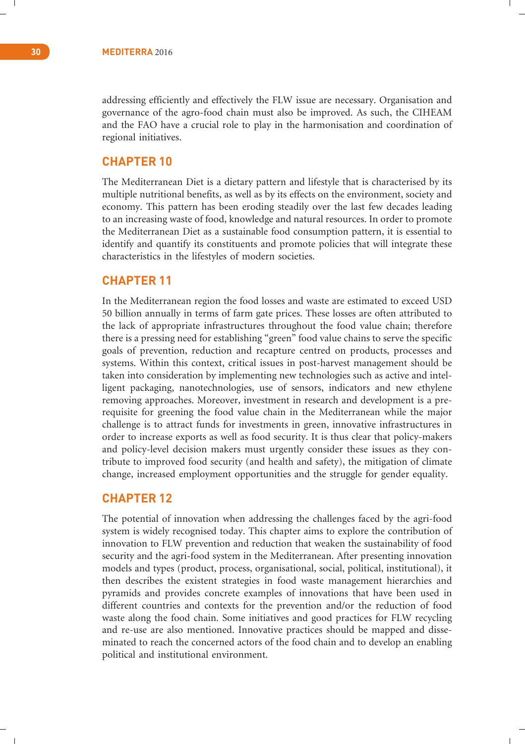addressing efficiently and effectively the FLW issue are necessary. Organisation and governance of the agro-food chain must also be improved. As such, the CIHEAM and the FAO have a crucial role to play in the harmonisation and coordination of regional initiatives.

## CHAPTER 10

The Mediterranean Diet is a dietary pattern and lifestyle that is characterised by its multiple nutritional benefits, as well as by its effects on the environment, society and economy. This pattern has been eroding steadily over the last few decades leading to an increasing waste of food, knowledge and natural resources. In order to promote the Mediterranean Diet as a sustainable food consumption pattern, it is essential to identify and quantify its constituents and promote policies that will integrate these characteristics in the lifestyles of modern societies.

## CHAPTER 11

In the Mediterranean region the food losses and waste are estimated to exceed USD 50 billion annually in terms of farm gate prices. These losses are often attributed to the lack of appropriate infrastructures throughout the food value chain; therefore there is a pressing need for establishing "green" food value chains to serve the specific goals of prevention, reduction and recapture centred on products, processes and systems. Within this context, critical issues in post-harvest management should be taken into consideration by implementing new technologies such as active and intelligent packaging, nanotechnologies, use of sensors, indicators and new ethylene removing approaches. Moreover, investment in research and development is a prerequisite for greening the food value chain in the Mediterranean while the major challenge is to attract funds for investments in green, innovative infrastructures in order to increase exports as well as food security. It is thus clear that policy-makers and policy-level decision makers must urgently consider these issues as they contribute to improved food security (and health and safety), the mitigation of climate change, increased employment opportunities and the struggle for gender equality.

## CHAPTER 12

The potential of innovation when addressing the challenges faced by the agri-food system is widely recognised today. This chapter aims to explore the contribution of innovation to FLW prevention and reduction that weaken the sustainability of food security and the agri-food system in the Mediterranean. After presenting innovation models and types (product, process, organisational, social, political, institutional), it then describes the existent strategies in food waste management hierarchies and pyramids and provides concrete examples of innovations that have been used in different countries and contexts for the prevention and/or the reduction of food waste along the food chain. Some initiatives and good practices for FLW recycling and re-use are also mentioned. Innovative practices should be mapped and disseminated to reach the concerned actors of the food chain and to develop an enabling political and institutional environment.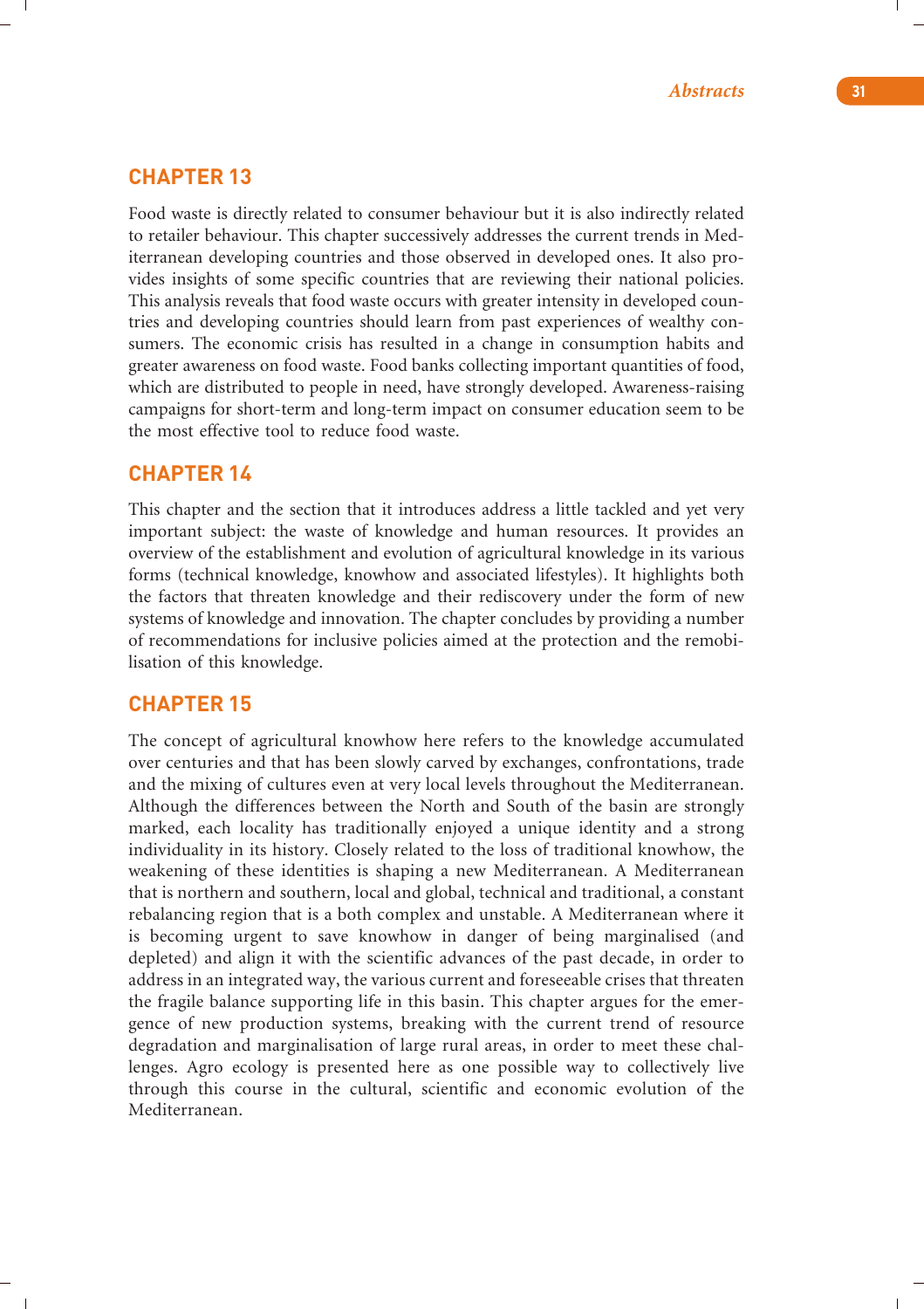## CHAPTER 13

Food waste is directly related to consumer behaviour but it is also indirectly related to retailer behaviour. This chapter successively addresses the current trends in Mediterranean developing countries and those observed in developed ones. It also provides insights of some specific countries that are reviewing their national policies. This analysis reveals that food waste occurs with greater intensity in developed countries and developing countries should learn from past experiences of wealthy consumers. The economic crisis has resulted in a change in consumption habits and greater awareness on food waste. Food banks collecting important quantities of food, which are distributed to people in need, have strongly developed. Awareness-raising campaigns for short-term and long-term impact on consumer education seem to be the most effective tool to reduce food waste.

## CHAPTER 14

This chapter and the section that it introduces address a little tackled and yet very important subject: the waste of knowledge and human resources. It provides an overview of the establishment and evolution of agricultural knowledge in its various forms (technical knowledge, knowhow and associated lifestyles). It highlights both the factors that threaten knowledge and their rediscovery under the form of new systems of knowledge and innovation. The chapter concludes by providing a number of recommendations for inclusive policies aimed at the protection and the remobilisation of this knowledge.

## CHAPTER 15

The concept of agricultural knowhow here refers to the knowledge accumulated over centuries and that has been slowly carved by exchanges, confrontations, trade and the mixing of cultures even at very local levels throughout the Mediterranean. Although the differences between the North and South of the basin are strongly marked, each locality has traditionally enjoyed a unique identity and a strong individuality in its history. Closely related to the loss of traditional knowhow, the weakening of these identities is shaping a new Mediterranean. A Mediterranean that is northern and southern, local and global, technical and traditional, a constant rebalancing region that is a both complex and unstable. A Mediterranean where it is becoming urgent to save knowhow in danger of being marginalised (and depleted) and align it with the scientific advances of the past decade, in order to address in an integrated way, the various current and foreseeable crises that threaten the fragile balance supporting life in this basin. This chapter argues for the emergence of new production systems, breaking with the current trend of resource degradation and marginalisation of large rural areas, in order to meet these challenges. Agro ecology is presented here as one possible way to collectively live through this course in the cultural, scientific and economic evolution of the Mediterranean.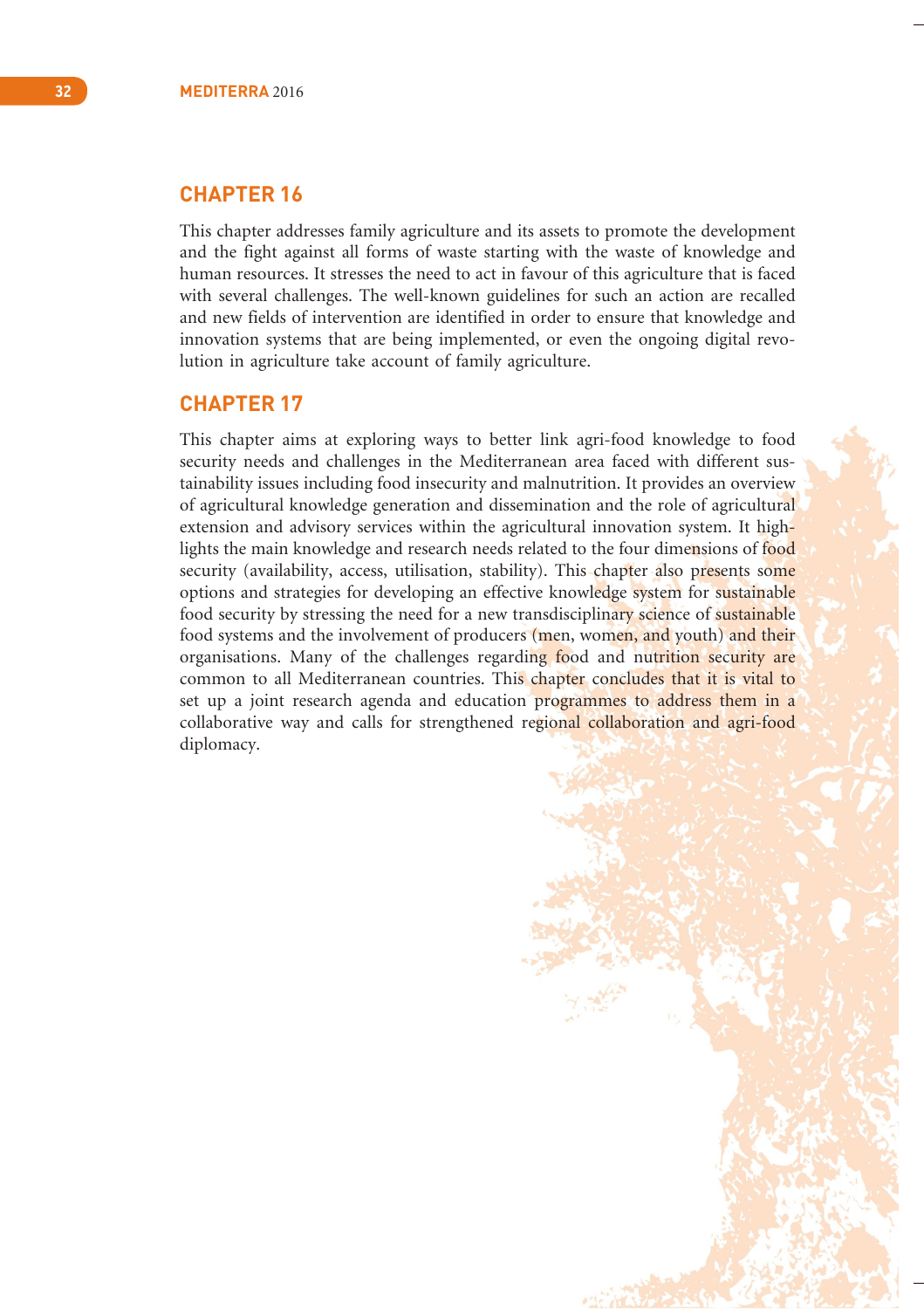## CHAPTER 16

This chapter addresses family agriculture and its assets to promote the development and the fight against all forms of waste starting with the waste of knowledge and human resources. It stresses the need to act in favour of this agriculture that is faced with several challenges. The well-known guidelines for such an action are recalled and new fields of intervention are identified in order to ensure that knowledge and innovation systems that are being implemented, or even the ongoing digital revolution in agriculture take account of family agriculture.

## CHAPTER 17

This chapter aims at exploring ways to better link agri-food knowledge to food security needs and challenges in the Mediterranean area faced with different sustainability issues including food insecurity and malnutrition. It provides an overview of agricultural knowledge generation and dissemination and the role of agricultural extension and advisory services within the agricultural innovation system. It highlights the main knowledge and research needs related to the four dimensions of food security (availability, access, utilisation, stability). This chapter also presents some options and strategies for developing an effective knowledge system for sustainable food security by stressing the need for a new transdisciplinary science of sustainable food systems and the involvement of producers (men, women, and youth) and their organisations. Many of the challenges regarding food and nutrition security are common to all Mediterranean countries. This chapter concludes that it is vital to set up a joint research agenda and education programmes to address them in a collaborative way and calls for strengthened regional collaboration and agri-food diplomacy.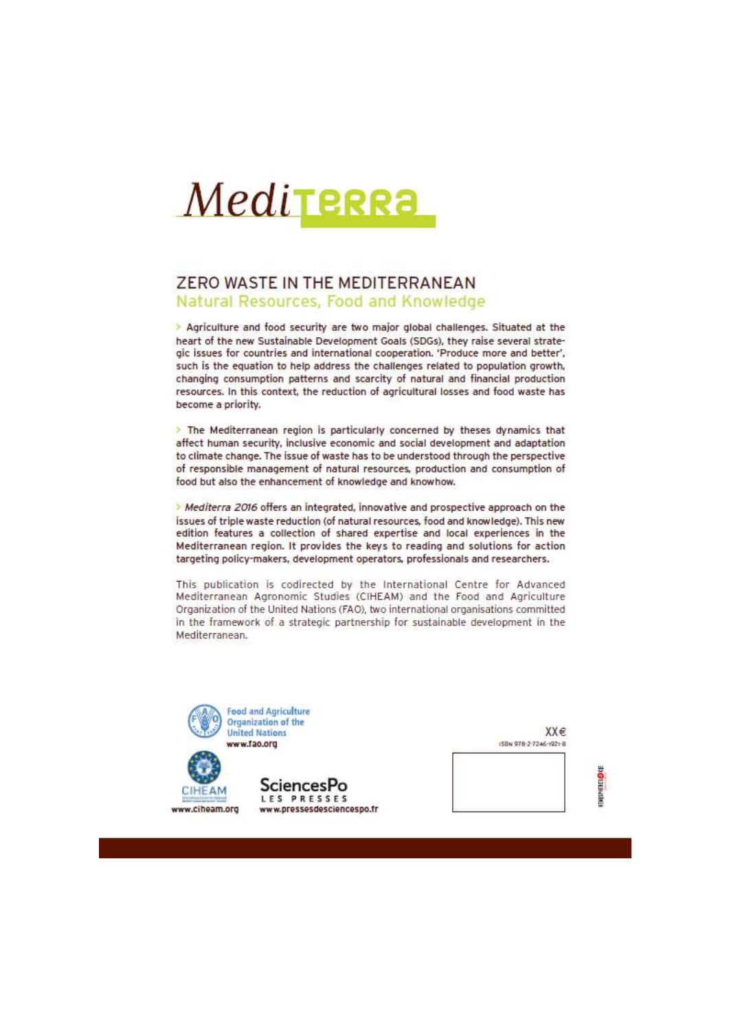# MediTERRA

## ZERO WASTE IN THE MEDITERRANEAN

### Natural Resources, Food and Knowledge

> Agriculture and food security are two major global challenges. Situated at the heart of the new Sustainable Development Goals (SDGs), they raise several strategic issues for countries and international cooperation. 'Produce more and better', such is the equation to help address the challenges related to population growth, changing consumption patterns and scarcity of natural and financial production resources. In this context, the reduction of agricultural losses and food waste has become a priority.

> The Mediterranean region is particularly concerned by theses dynamics that affect human security, inclusive economic and social development and adaptation to climate change. The issue of waste has to be understood through the perspective of responsible management of natural resources, production and consumption of food but also the enhancement of knowledge and knowhow.

> *Mediterra 2016* offers an integrated, innovative and prospective approach on the issues of triple waste reduction (of natural resources, food and knowledge). This new edition features a collection of shared expertise and local experiences in the Mediterranean region. It provides the keys to reading and solutions for action targeting policy-makers, development operators, professionals and researchers.

This publication is codirected by the International Centre for Advanced Mediterranean Agronomic Studies (CIHEAM) and the Food and Agriculture Organization of the United Nations (FAO), two international organisations committed in the framework of a strategic partnership for sustainable development in the Mediterranean.

Food and Agriculture Organization of the United Nations
www.fao.org

CIHEAM
www.ciheam.org

SciencesPo LES PRESSES
www.pressesdesciencespo.fr

XX€
ISBN 978-2-7246-1921-8